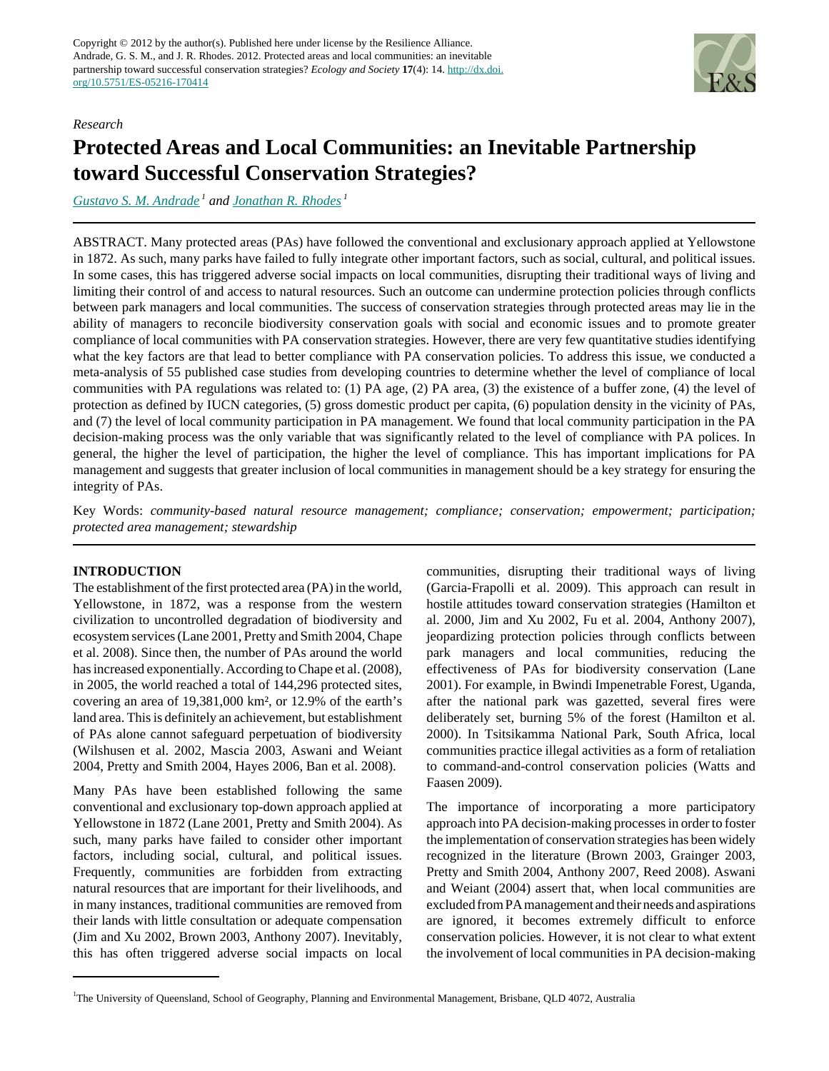Copyright © 2012 by the author(s). Published here under license by the Resilience Alliance.
Andrade, G. S. M., and J. R. Rhodes. 2012. Protected areas and local communities: an inevitable partnership toward successful conservation strategies? *Ecology and Society* **17**(4): 14. http://dx.doi.org/10.5751/ES-05216-170414

*Research*

# Protected Areas and Local Communities: an Inevitable Partnership toward Successful Conservation Strategies?

*Gustavo S. M. Andrade*[1] *and Jonathan R. Rhodes*[1]

ABSTRACT. Many protected areas (PAs) have followed the conventional and exclusionary approach applied at Yellowstone in 1872. As such, many parks have failed to fully integrate other important factors, such as social, cultural, and political issues. In some cases, this has triggered adverse social impacts on local communities, disrupting their traditional ways of living and limiting their control of and access to natural resources. Such an outcome can undermine protection policies through conflicts between park managers and local communities. The success of conservation strategies through protected areas may lie in the ability of managers to reconcile biodiversity conservation goals with social and economic issues and to promote greater compliance of local communities with PA conservation strategies. However, there are very few quantitative studies identifying what the key factors are that lead to better compliance with PA conservation policies. To address this issue, we conducted a meta-analysis of 55 published case studies from developing countries to determine whether the level of compliance of local communities with PA regulations was related to: (1) PA age, (2) PA area, (3) the existence of a buffer zone, (4) the level of protection as defined by IUCN categories, (5) gross domestic product per capita, (6) population density in the vicinity of PAs, and (7) the level of local community participation in PA management. We found that local community participation in the PA decision-making process was the only variable that was significantly related to the level of compliance with PA polices. In general, the higher the level of participation, the higher the level of compliance. This has important implications for PA management and suggests that greater inclusion of local communities in management should be a key strategy for ensuring the integrity of PAs.

Key Words: *community-based natural resource management; compliance; conservation; empowerment; participation; protected area management; stewardship*

## INTRODUCTION

The establishment of the first protected area (PA) in the world, Yellowstone, in 1872, was a response from the western civilization to uncontrolled degradation of biodiversity and ecosystem services (Lane 2001, Pretty and Smith 2004, Chape et al. 2008). Since then, the number of PAs around the world has increased exponentially. According to Chape et al. (2008), in 2005, the world reached a total of 144,296 protected sites, covering an area of 19,381,000 km², or 12.9% of the earth's land area. This is definitely an achievement, but establishment of PAs alone cannot safeguard perpetuation of biodiversity (Wilshusen et al. 2002, Mascia 2003, Aswani and Weiant 2004, Pretty and Smith 2004, Hayes 2006, Ban et al. 2008).

Many PAs have been established following the same conventional and exclusionary top-down approach applied at Yellowstone in 1872 (Lane 2001, Pretty and Smith 2004). As such, many parks have failed to consider other important factors, including social, cultural, and political issues. Frequently, communities are forbidden from extracting natural resources that are important for their livelihoods, and in many instances, traditional communities are removed from their lands with little consultation or adequate compensation (Jim and Xu 2002, Brown 2003, Anthony 2007). Inevitably, this has often triggered adverse social impacts on local communities, disrupting their traditional ways of living (Garcia-Frapolli et al. 2009). This approach can result in hostile attitudes toward conservation strategies (Hamilton et al. 2000, Jim and Xu 2002, Fu et al. 2004, Anthony 2007), jeopardizing protection policies through conflicts between park managers and local communities, reducing the effectiveness of PAs for biodiversity conservation (Lane 2001). For example, in Bwindi Impenetrable Forest, Uganda, after the national park was gazetted, several fires were deliberately set, burning 5% of the forest (Hamilton et al. 2000). In Tsitsikamma National Park, South Africa, local communities practice illegal activities as a form of retaliation to command-and-control conservation policies (Watts and Faasen 2009).

The importance of incorporating a more participatory approach into PA decision-making processes in order to foster the implementation of conservation strategies has been widely recognized in the literature (Brown 2003, Grainger 2003, Pretty and Smith 2004, Anthony 2007, Reed 2008). Aswani and Weiant (2004) assert that, when local communities are excluded from PA management and their needs and aspirations are ignored, it becomes extremely difficult to enforce conservation policies. However, it is not clear to what extent the involvement of local communities in PA decision-making

[1]The University of Queensland, School of Geography, Planning and Environmental Management, Brisbane, QLD 4072, Australia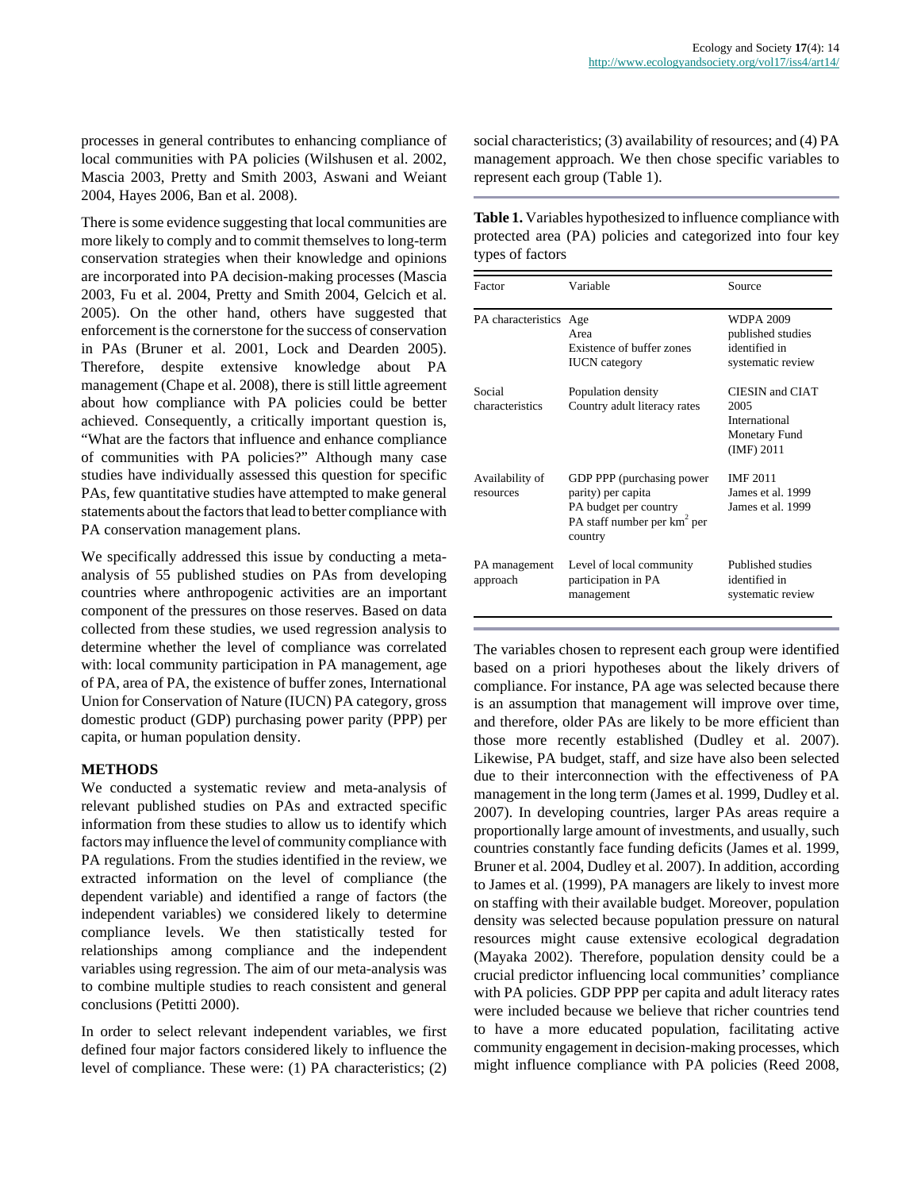processes in general contributes to enhancing compliance of local communities with PA policies (Wilshusen et al. 2002, Mascia 2003, Pretty and Smith 2003, Aswani and Weiant 2004, Hayes 2006, Ban et al. 2008).

There is some evidence suggesting that local communities are more likely to comply and to commit themselves to long-term conservation strategies when their knowledge and opinions are incorporated into PA decision-making processes (Mascia 2003, Fu et al. 2004, Pretty and Smith 2004, Gelcich et al. 2005). On the other hand, others have suggested that enforcement is the cornerstone for the success of conservation in PAs (Bruner et al. 2001, Lock and Dearden 2005). Therefore, despite extensive knowledge about PA management (Chape et al. 2008), there is still little agreement about how compliance with PA policies could be better achieved. Consequently, a critically important question is, "What are the factors that influence and enhance compliance of communities with PA policies?" Although many case studies have individually assessed this question for specific PAs, few quantitative studies have attempted to make general statements about the factors that lead to better compliance with PA conservation management plans.

We specifically addressed this issue by conducting a meta-analysis of 55 published studies on PAs from developing countries where anthropogenic activities are an important component of the pressures on those reserves. Based on data collected from these studies, we used regression analysis to determine whether the level of compliance was correlated with: local community participation in PA management, age of PA, area of PA, the existence of buffer zones, International Union for Conservation of Nature (IUCN) PA category, gross domestic product (GDP) purchasing power parity (PPP) per capita, or human population density.

## METHODS

We conducted a systematic review and meta-analysis of relevant published studies on PAs and extracted specific information from these studies to allow us to identify which factors may influence the level of community compliance with PA regulations. From the studies identified in the review, we extracted information on the level of compliance (the dependent variable) and identified a range of factors (the independent variables) we considered likely to determine compliance levels. We then statistically tested for relationships among compliance and the independent variables using regression. The aim of our meta-analysis was to combine multiple studies to reach consistent and general conclusions (Petitti 2000).

In order to select relevant independent variables, we first defined four major factors considered likely to influence the level of compliance. These were: (1) PA characteristics; (2) social characteristics; (3) availability of resources; and (4) PA management approach. We then chose specific variables to represent each group (Table 1).

**Table 1.** Variables hypothesized to influence compliance with protected area (PA) policies and categorized into four key types of factors

| Factor | Variable | Source |
|---|---|---|
| PA characteristics | Age<br>Area<br>Existence of buffer zones<br>IUCN category | WDPA 2009<br>published studies identified in systematic review |
| Social characteristics | Population density<br>Country adult literacy rates | CIESIN and CIAT 2005<br>International Monetary Fund (IMF) 2011 |
| Availability of resources | GDP PPP (purchasing power parity) per capita<br>PA budget per country<br>PA staff number per km$^2$ per country | IMF 2011<br>James et al. 1999<br>James et al. 1999 |
| PA management approach | Level of local community participation in PA management | Published studies identified in systematic review |

The variables chosen to represent each group were identified based on a priori hypotheses about the likely drivers of compliance. For instance, PA age was selected because there is an assumption that management will improve over time, and therefore, older PAs are likely to be more efficient than those more recently established (Dudley et al. 2007). Likewise, PA budget, staff, and size have also been selected due to their interconnection with the effectiveness of PA management in the long term (James et al. 1999, Dudley et al. 2007). In developing countries, larger PAs areas require a proportionally large amount of investments, and usually, such countries constantly face funding deficits (James et al. 1999, Bruner et al. 2004, Dudley et al. 2007). In addition, according to James et al. (1999), PA managers are likely to invest more on staffing with their available budget. Moreover, population density was selected because population pressure on natural resources might cause extensive ecological degradation (Mayaka 2002). Therefore, population density could be a crucial predictor influencing local communities' compliance with PA policies. GDP PPP per capita and adult literacy rates were included because we believe that richer countries tend to have a more educated population, facilitating active community engagement in decision-making processes, which might influence compliance with PA policies (Reed 2008,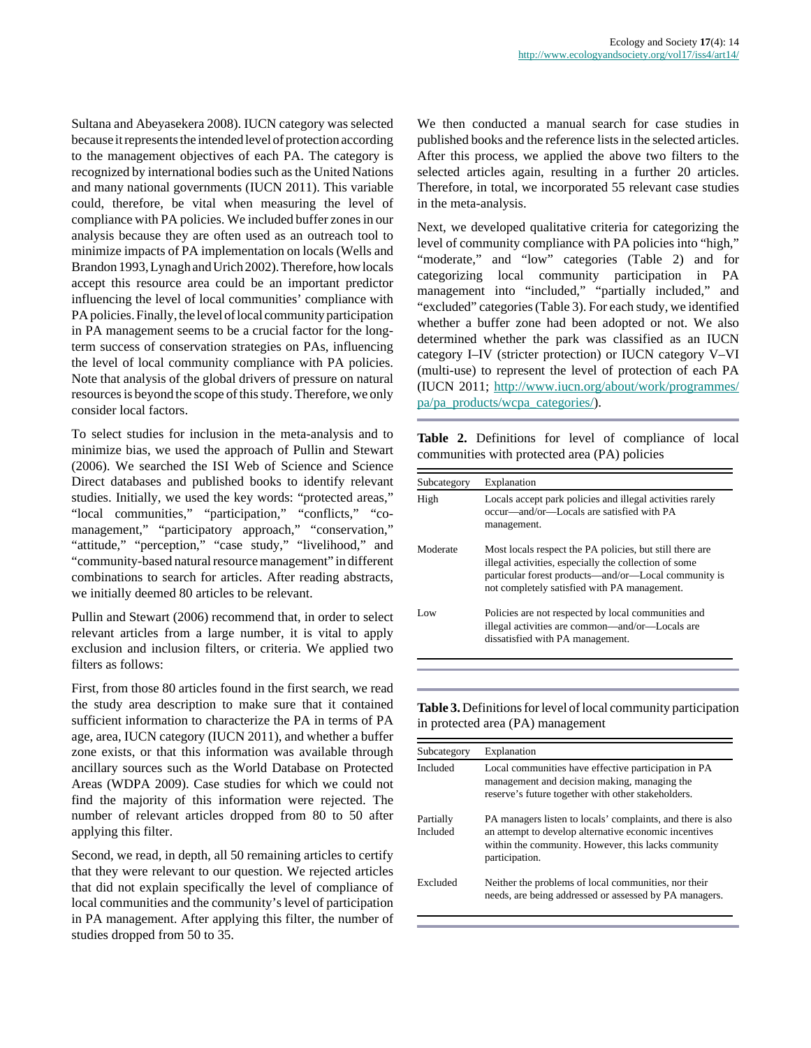Sultana and Abeyasekera 2008). IUCN category was selected because it represents the intended level of protection according to the management objectives of each PA. The category is recognized by international bodies such as the United Nations and many national governments (IUCN 2011). This variable could, therefore, be vital when measuring the level of compliance with PA policies. We included buffer zones in our analysis because they are often used as an outreach tool to minimize impacts of PA implementation on locals (Wells and Brandon 1993, Lynagh and Urich 2002). Therefore, how locals accept this resource area could be an important predictor influencing the level of local communities' compliance with PA policies. Finally, the level of local community participation in PA management seems to be a crucial factor for the long-term success of conservation strategies on PAs, influencing the level of local community compliance with PA policies. Note that analysis of the global drivers of pressure on natural resources is beyond the scope of this study. Therefore, we only consider local factors.

To select studies for inclusion in the meta-analysis and to minimize bias, we used the approach of Pullin and Stewart (2006). We searched the ISI Web of Science and Science Direct databases and published books to identify relevant studies. Initially, we used the key words: "protected areas," "local communities," "participation," "conflicts," "co-management," "participatory approach," "conservation," "attitude," "perception," "case study," "livelihood," and "community-based natural resource management" in different combinations to search for articles. After reading abstracts, we initially deemed 80 articles to be relevant.

Pullin and Stewart (2006) recommend that, in order to select relevant articles from a large number, it is vital to apply exclusion and inclusion filters, or criteria. We applied two filters as follows:

First, from those 80 articles found in the first search, we read the study area description to make sure that it contained sufficient information to characterize the PA in terms of PA age, area, IUCN category (IUCN 2011), and whether a buffer zone exists, or that this information was available through ancillary sources such as the World Database on Protected Areas (WDPA 2009). Case studies for which we could not find the majority of this information were rejected. The number of relevant articles dropped from 80 to 50 after applying this filter.

Second, we read, in depth, all 50 remaining articles to certify that they were relevant to our question. We rejected articles that did not explain specifically the level of compliance of local communities and the community's level of participation in PA management. After applying this filter, the number of studies dropped from 50 to 35.

We then conducted a manual search for case studies in published books and the reference lists in the selected articles. After this process, we applied the above two filters to the selected articles again, resulting in a further 20 articles. Therefore, in total, we incorporated 55 relevant case studies in the meta-analysis.

Next, we developed qualitative criteria for categorizing the level of community compliance with PA policies into "high," "moderate," and "low" categories (Table 2) and for categorizing local community participation in PA management into "included," "partially included," and "excluded" categories (Table 3). For each study, we identified whether a buffer zone had been adopted or not. We also determined whether the park was classified as an IUCN category I–IV (stricter protection) or IUCN category V–VI (multi-use) to represent the level of protection of each PA (IUCN 2011; http://www.iucn.org/about/work/programmes/pa/pa_products/wcpa_categories/).

**Table 2.** Definitions for level of compliance of local communities with protected area (PA) policies

| Subcategory | Explanation |
|---|---|
| High | Locals accept park policies and illegal activities rarely occur—and/or—Locals are satisfied with PA management. |
| Moderate | Most locals respect the PA policies, but still there are illegal activities, especially the collection of some particular forest products—and/or—Local community is not completely satisfied with PA management. |
| Low | Policies are not respected by local communities and illegal activities are common—and/or—Locals are dissatisfied with PA management. |

**Table 3.** Definitions for level of local community participation in protected area (PA) management

| Subcategory | Explanation |
|---|---|
| Included | Local communities have effective participation in PA management and decision making, managing the reserve's future together with other stakeholders. |
| Partially Included | PA managers listen to locals' complaints, and there is also an attempt to develop alternative economic incentives within the community. However, this lacks community participation. |
| Excluded | Neither the problems of local communities, nor their needs, are being addressed or assessed by PA managers. |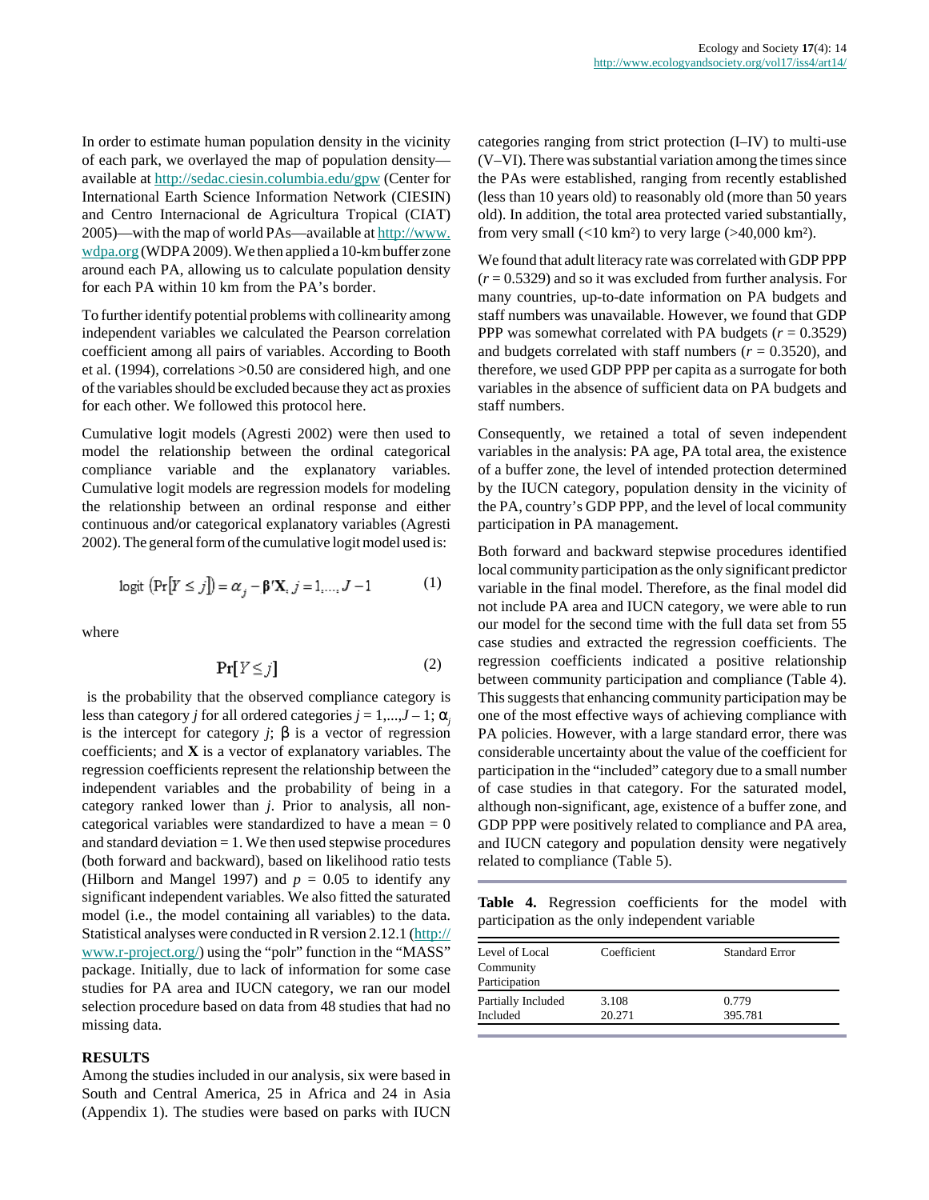In order to estimate human population density in the vicinity of each park, we overlayed the map of population density—available at http://sedac.ciesin.columbia.edu/gpw (Center for International Earth Science Information Network (CIESIN) and Centro Internacional de Agricultura Tropical (CIAT) 2005)—with the map of world PAs—available at http://www.wdpa.org (WDPA 2009). We then applied a 10-km buffer zone around each PA, allowing us to calculate population density for each PA within 10 km from the PA's border.

To further identify potential problems with collinearity among independent variables we calculated the Pearson correlation coefficient among all pairs of variables. According to Booth et al. (1994), correlations >0.50 are considered high, and one of the variables should be excluded because they act as proxies for each other. We followed this protocol here.

Cumulative logit models (Agresti 2002) were then used to model the relationship between the ordinal categorical compliance variable and the explanatory variables. Cumulative logit models are regression models for modeling the relationship between an ordinal response and either continuous and/or categorical explanatory variables (Agresti 2002). The general form of the cumulative logit model used is:

$$\text{logit}\left(\Pr\left[Y \le j\right]\right) = \alpha_j - \boldsymbol{\beta}'\mathbf{X},\ j = 1,\ldots,J-1 \tag{1}$$

where

$$\mathbf{Pr}[Y \le j] \tag{2}$$

is the probability that the observed compliance category is less than category $j$ for all ordered categories $j = 1,...,J-1$; $\alpha_j$ is the intercept for category $j$; $\beta$ is a vector of regression coefficients; and $\mathbf{X}$ is a vector of explanatory variables. The regression coefficients represent the relationship between the independent variables and the probability of being in a category ranked lower than $j$. Prior to analysis, all non-categorical variables were standardized to have a mean = 0 and standard deviation = 1. We then used stepwise procedures (both forward and backward), based on likelihood ratio tests (Hilborn and Mangel 1997) and $p = 0.05$ to identify any significant independent variables. We also fitted the saturated model (i.e., the model containing all variables) to the data. Statistical analyses were conducted in R version 2.12.1 (http://www.r-project.org/) using the "polr" function in the "MASS" package. Initially, due to lack of information for some case studies for PA area and IUCN category, we ran our model selection procedure based on data from 48 studies that had no missing data.

## RESULTS

Among the studies included in our analysis, six were based in South and Central America, 25 in Africa and 24 in Asia (Appendix 1). The studies were based on parks with IUCN categories ranging from strict protection (I–IV) to multi-use (V–VI). There was substantial variation among the times since the PAs were established, ranging from recently established (less than 10 years old) to reasonably old (more than 50 years old). In addition, the total area protected varied substantially, from very small (<10 km²) to very large (>40,000 km²).

We found that adult literacy rate was correlated with GDP PPP ($r = 0.5329$) and so it was excluded from further analysis. For many countries, up-to-date information on PA budgets and staff numbers was unavailable. However, we found that GDP PPP was somewhat correlated with PA budgets ($r = 0.3529$) and budgets correlated with staff numbers ($r = 0.3520$), and therefore, we used GDP PPP per capita as a surrogate for both variables in the absence of sufficient data on PA budgets and staff numbers.

Consequently, we retained a total of seven independent variables in the analysis: PA age, PA total area, the existence of a buffer zone, the level of intended protection determined by the IUCN category, population density in the vicinity of the PA, country's GDP PPP, and the level of local community participation in PA management.

Both forward and backward stepwise procedures identified local community participation as the only significant predictor variable in the final model. Therefore, as the final model did not include PA area and IUCN category, we were able to run our model for the second time with the full data set from 55 case studies and extracted the regression coefficients. The regression coefficients indicated a positive relationship between community participation and compliance (Table 4). This suggests that enhancing community participation may be one of the most effective ways of achieving compliance with PA policies. However, with a large standard error, there was considerable uncertainty about the value of the coefficient for participation in the "included" category due to a small number of case studies in that category. For the saturated model, although non-significant, age, existence of a buffer zone, and GDP PPP were positively related to compliance and PA area, and IUCN category and population density were negatively related to compliance (Table 5).

**Table 4.** Regression coefficients for the model with participation as the only independent variable

| Level of Local Community Participation | Coefficient | Standard Error |
|---|---|---|
| Partially Included | 3.108 | 0.779 |
| Included | 20.271 | 395.781 |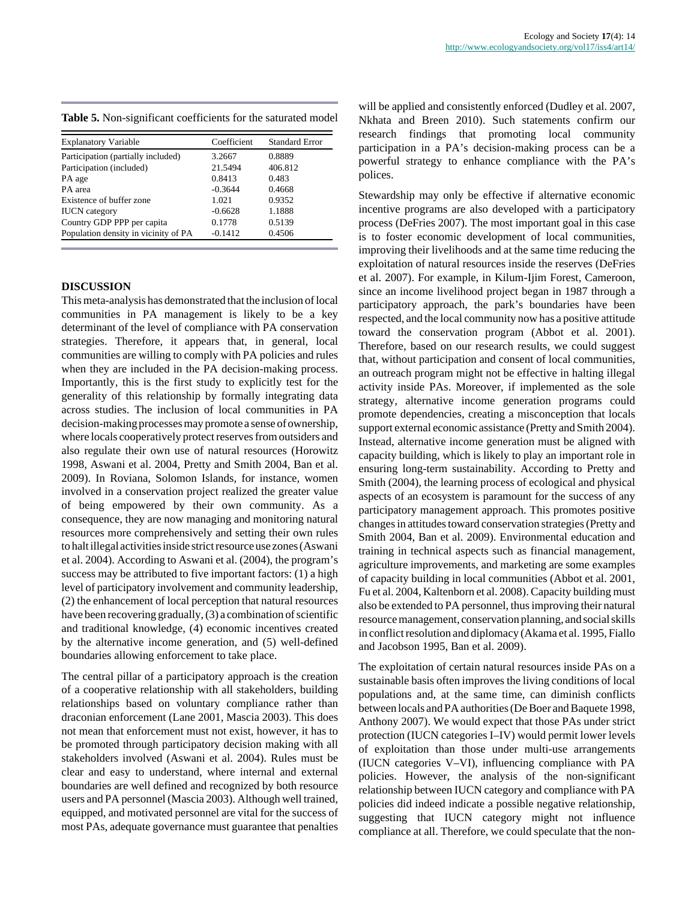**Table 5.** Non-significant coefficients for the saturated model

| Explanatory Variable | Coefficient | Standard Error |
|---|---|---|
| Participation (partially included) | 3.2667 | 0.8889 |
| Participation (included) | 21.5494 | 406.812 |
| PA age | 0.8413 | 0.483 |
| PA area | -0.3644 | 0.4668 |
| Existence of buffer zone | 1.021 | 0.9352 |
| IUCN category | -0.6628 | 1.1888 |
| Country GDP PPP per capita | 0.1778 | 0.5139 |
| Population density in vicinity of PA | -0.1412 | 0.4506 |

## DISCUSSION

This meta-analysis has demonstrated that the inclusion of local communities in PA management is likely to be a key determinant of the level of compliance with PA conservation strategies. Therefore, it appears that, in general, local communities are willing to comply with PA policies and rules when they are included in the PA decision-making process. Importantly, this is the first study to explicitly test for the generality of this relationship by formally integrating data across studies. The inclusion of local communities in PA decision-making processes may promote a sense of ownership, where locals cooperatively protect reserves from outsiders and also regulate their own use of natural resources (Horowitz 1998, Aswani et al. 2004, Pretty and Smith 2004, Ban et al. 2009). In Roviana, Solomon Islands, for instance, women involved in a conservation project realized the greater value of being empowered by their own community. As a consequence, they are now managing and monitoring natural resources more comprehensively and setting their own rules to halt illegal activities inside strict resource use zones (Aswani et al. 2004). According to Aswani et al. (2004), the program's success may be attributed to five important factors: (1) a high level of participatory involvement and community leadership, (2) the enhancement of local perception that natural resources have been recovering gradually, (3) a combination of scientific and traditional knowledge, (4) economic incentives created by the alternative income generation, and (5) well-defined boundaries allowing enforcement to take place.

The central pillar of a participatory approach is the creation of a cooperative relationship with all stakeholders, building relationships based on voluntary compliance rather than draconian enforcement (Lane 2001, Mascia 2003). This does not mean that enforcement must not exist, however, it has to be promoted through participatory decision making with all stakeholders involved (Aswani et al. 2004). Rules must be clear and easy to understand, where internal and external boundaries are well defined and recognized by both resource users and PA personnel (Mascia 2003). Although well trained, equipped, and motivated personnel are vital for the success of most PAs, adequate governance must guarantee that penalties will be applied and consistently enforced (Dudley et al. 2007, Nkhata and Breen 2010). Such statements confirm our research findings that promoting local community participation in a PA's decision-making process can be a powerful strategy to enhance compliance with the PA's polices.

Stewardship may only be effective if alternative economic incentive programs are also developed with a participatory process (DeFries 2007). The most important goal in this case is to foster economic development of local communities, improving their livelihoods and at the same time reducing the exploitation of natural resources inside the reserves (DeFries et al. 2007). For example, in Kilum-Ijim Forest, Cameroon, since an income livelihood project began in 1987 through a participatory approach, the park's boundaries have been respected, and the local community now has a positive attitude toward the conservation program (Abbot et al. 2001). Therefore, based on our research results, we could suggest that, without participation and consent of local communities, an outreach program might not be effective in halting illegal activity inside PAs. Moreover, if implemented as the sole strategy, alternative income generation programs could promote dependencies, creating a misconception that locals support external economic assistance (Pretty and Smith 2004). Instead, alternative income generation must be aligned with capacity building, which is likely to play an important role in ensuring long-term sustainability. According to Pretty and Smith (2004), the learning process of ecological and physical aspects of an ecosystem is paramount for the success of any participatory management approach. This promotes positive changes in attitudes toward conservation strategies (Pretty and Smith 2004, Ban et al. 2009). Environmental education and training in technical aspects such as financial management, agriculture improvements, and marketing are some examples of capacity building in local communities (Abbot et al. 2001, Fu et al. 2004, Kaltenborn et al. 2008). Capacity building must also be extended to PA personnel, thus improving their natural resource management, conservation planning, and social skills in conflict resolution and diplomacy (Akama et al. 1995, Fiallo and Jacobson 1995, Ban et al. 2009).

The exploitation of certain natural resources inside PAs on a sustainable basis often improves the living conditions of local populations and, at the same time, can diminish conflicts between locals and PA authorities (De Boer and Baquete 1998, Anthony 2007). We would expect that those PAs under strict protection (IUCN categories I–IV) would permit lower levels of exploitation than those under multi-use arrangements (IUCN categories V–VI), influencing compliance with PA policies. However, the analysis of the non-significant relationship between IUCN category and compliance with PA policies did indeed indicate a possible negative relationship, suggesting that IUCN category might not influence compliance at all. Therefore, we could speculate that the non-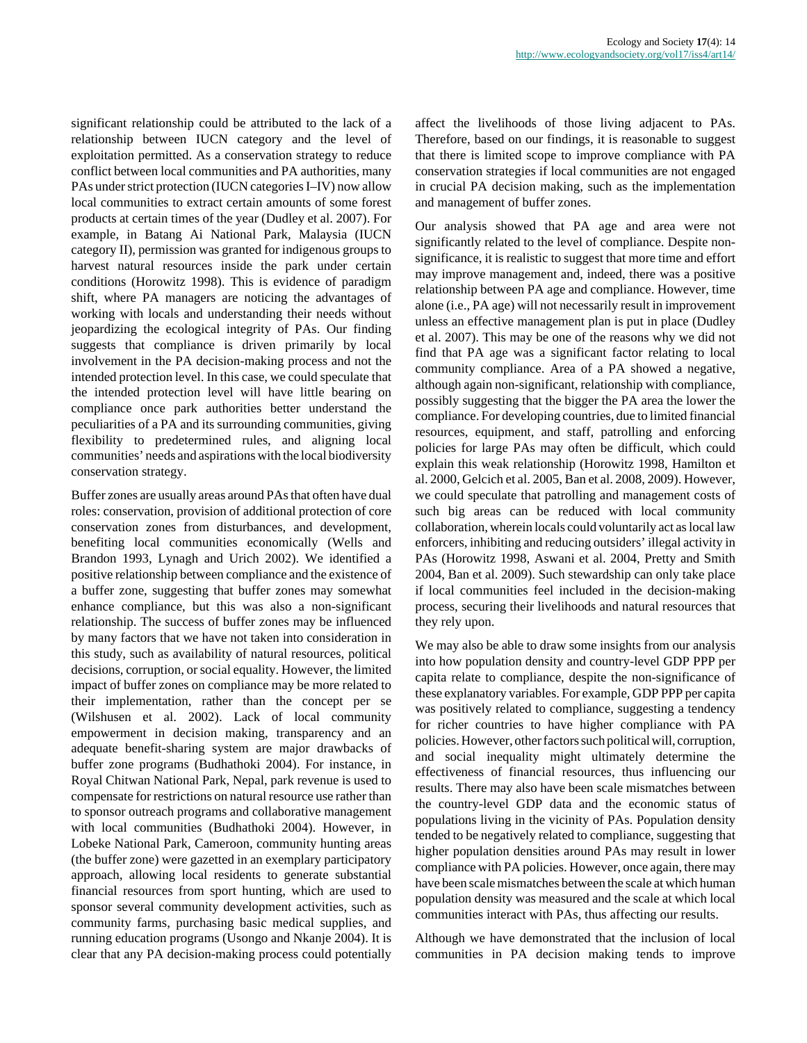significant relationship could be attributed to the lack of a relationship between IUCN category and the level of exploitation permitted. As a conservation strategy to reduce conflict between local communities and PA authorities, many PAs under strict protection (IUCN categories I–IV) now allow local communities to extract certain amounts of some forest products at certain times of the year (Dudley et al. 2007). For example, in Batang Ai National Park, Malaysia (IUCN category II), permission was granted for indigenous groups to harvest natural resources inside the park under certain conditions (Horowitz 1998). This is evidence of paradigm shift, where PA managers are noticing the advantages of working with locals and understanding their needs without jeopardizing the ecological integrity of PAs. Our finding suggests that compliance is driven primarily by local involvement in the PA decision-making process and not the intended protection level. In this case, we could speculate that the intended protection level will have little bearing on compliance once park authorities better understand the peculiarities of a PA and its surrounding communities, giving flexibility to predetermined rules, and aligning local communities' needs and aspirations with the local biodiversity conservation strategy.

Buffer zones are usually areas around PAs that often have dual roles: conservation, provision of additional protection of core conservation zones from disturbances, and development, benefiting local communities economically (Wells and Brandon 1993, Lynagh and Urich 2002). We identified a positive relationship between compliance and the existence of a buffer zone, suggesting that buffer zones may somewhat enhance compliance, but this was also a non-significant relationship. The success of buffer zones may be influenced by many factors that we have not taken into consideration in this study, such as availability of natural resources, political decisions, corruption, or social equality. However, the limited impact of buffer zones on compliance may be more related to their implementation, rather than the concept per se (Wilshusen et al. 2002). Lack of local community empowerment in decision making, transparency and an adequate benefit-sharing system are major drawbacks of buffer zone programs (Budhathoki 2004). For instance, in Royal Chitwan National Park, Nepal, park revenue is used to compensate for restrictions on natural resource use rather than to sponsor outreach programs and collaborative management with local communities (Budhathoki 2004). However, in Lobeke National Park, Cameroon, community hunting areas (the buffer zone) were gazetted in an exemplary participatory approach, allowing local residents to generate substantial financial resources from sport hunting, which are used to sponsor several community development activities, such as community farms, purchasing basic medical supplies, and running education programs (Usongo and Nkanje 2004). It is clear that any PA decision-making process could potentially affect the livelihoods of those living adjacent to PAs. Therefore, based on our findings, it is reasonable to suggest that there is limited scope to improve compliance with PA conservation strategies if local communities are not engaged in crucial PA decision making, such as the implementation and management of buffer zones.

Our analysis showed that PA age and area were not significantly related to the level of compliance. Despite non-significance, it is realistic to suggest that more time and effort may improve management and, indeed, there was a positive relationship between PA age and compliance. However, time alone (i.e., PA age) will not necessarily result in improvement unless an effective management plan is put in place (Dudley et al. 2007). This may be one of the reasons why we did not find that PA age was a significant factor relating to local community compliance. Area of a PA showed a negative, although again non-significant, relationship with compliance, possibly suggesting that the bigger the PA area the lower the compliance. For developing countries, due to limited financial resources, equipment, and staff, patrolling and enforcing policies for large PAs may often be difficult, which could explain this weak relationship (Horowitz 1998, Hamilton et al. 2000, Gelcich et al. 2005, Ban et al. 2008, 2009). However, we could speculate that patrolling and management costs of such big areas can be reduced with local community collaboration, wherein locals could voluntarily act as local law enforcers, inhibiting and reducing outsiders' illegal activity in PAs (Horowitz 1998, Aswani et al. 2004, Pretty and Smith 2004, Ban et al. 2009). Such stewardship can only take place if local communities feel included in the decision-making process, securing their livelihoods and natural resources that they rely upon.

We may also be able to draw some insights from our analysis into how population density and country-level GDP PPP per capita relate to compliance, despite the non-significance of these explanatory variables. For example, GDP PPP per capita was positively related to compliance, suggesting a tendency for richer countries to have higher compliance with PA policies. However, other factors such political will, corruption, and social inequality might ultimately determine the effectiveness of financial resources, thus influencing our results. There may also have been scale mismatches between the country-level GDP data and the economic status of populations living in the vicinity of PAs. Population density tended to be negatively related to compliance, suggesting that higher population densities around PAs may result in lower compliance with PA policies. However, once again, there may have been scale mismatches between the scale at which human population density was measured and the scale at which local communities interact with PAs, thus affecting our results.

Although we have demonstrated that the inclusion of local communities in PA decision making tends to improve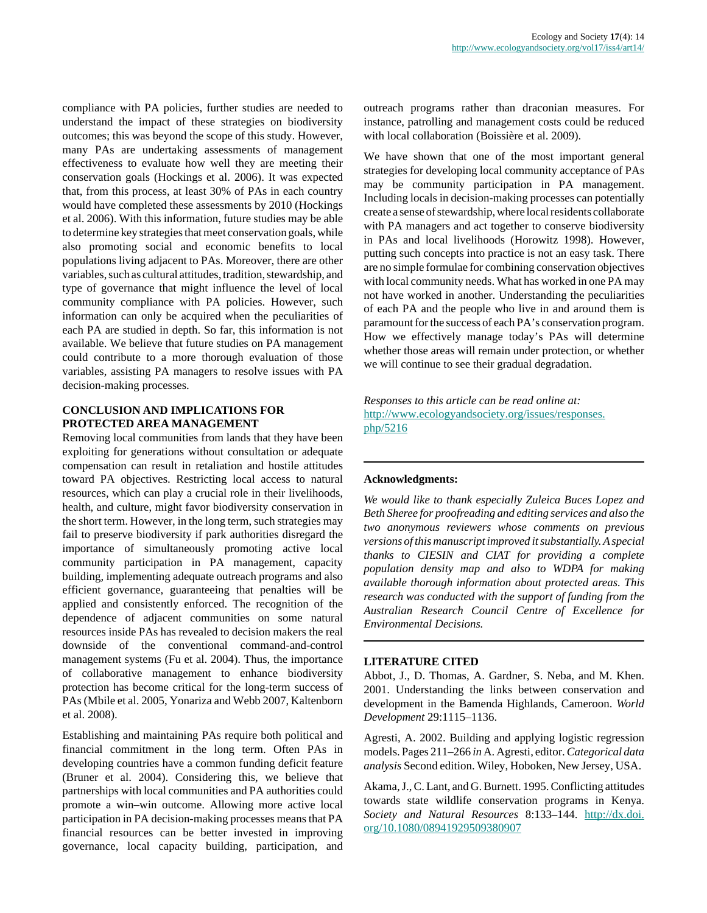compliance with PA policies, further studies are needed to understand the impact of these strategies on biodiversity outcomes; this was beyond the scope of this study. However, many PAs are undertaking assessments of management effectiveness to evaluate how well they are meeting their conservation goals (Hockings et al. 2006). It was expected that, from this process, at least 30% of PAs in each country would have completed these assessments by 2010 (Hockings et al. 2006). With this information, future studies may be able to determine key strategies that meet conservation goals, while also promoting social and economic benefits to local populations living adjacent to PAs. Moreover, there are other variables, such as cultural attitudes, tradition, stewardship, and type of governance that might influence the level of local community compliance with PA policies. However, such information can only be acquired when the peculiarities of each PA are studied in depth. So far, this information is not available. We believe that future studies on PA management could contribute to a more thorough evaluation of those variables, assisting PA managers to resolve issues with PA decision-making processes.

## CONCLUSION AND IMPLICATIONS FOR PROTECTED AREA MANAGEMENT

Removing local communities from lands that they have been exploiting for generations without consultation or adequate compensation can result in retaliation and hostile attitudes toward PA objectives. Restricting local access to natural resources, which can play a crucial role in their livelihoods, health, and culture, might favor biodiversity conservation in the short term. However, in the long term, such strategies may fail to preserve biodiversity if park authorities disregard the importance of simultaneously promoting active local community participation in PA management, capacity building, implementing adequate outreach programs and also efficient governance, guaranteeing that penalties will be applied and consistently enforced. The recognition of the dependence of adjacent communities on some natural resources inside PAs has revealed to decision makers the real downside of the conventional command-and-control management systems (Fu et al. 2004). Thus, the importance of collaborative management to enhance biodiversity protection has become critical for the long-term success of PAs (Mbile et al. 2005, Yonariza and Webb 2007, Kaltenborn et al. 2008).

Establishing and maintaining PAs require both political and financial commitment in the long term. Often PAs in developing countries have a common funding deficit feature (Bruner et al. 2004). Considering this, we believe that partnerships with local communities and PA authorities could promote a win–win outcome. Allowing more active local participation in PA decision-making processes means that PA financial resources can be better invested in improving governance, local capacity building, participation, and outreach programs rather than draconian measures. For instance, patrolling and management costs could be reduced with local collaboration (Boissière et al. 2009).

We have shown that one of the most important general strategies for developing local community acceptance of PAs may be community participation in PA management. Including locals in decision-making processes can potentially create a sense of stewardship, where local residents collaborate with PA managers and act together to conserve biodiversity in PAs and local livelihoods (Horowitz 1998). However, putting such concepts into practice is not an easy task. There are no simple formulae for combining conservation objectives with local community needs. What has worked in one PA may not have worked in another. Understanding the peculiarities of each PA and the people who live in and around them is paramount for the success of each PA's conservation program. How we effectively manage today's PAs will determine whether those areas will remain under protection, or whether we will continue to see their gradual degradation.

*Responses to this article can be read online at:*
http://www.ecologyandsociety.org/issues/responses.php/5216

---

**Acknowledgments:**

*We would like to thank especially Zuleica Buces Lopez and Beth Sheree for proofreading and editing services and also the two anonymous reviewers whose comments on previous versions of this manuscript improved it substantially. A special thanks to CIESIN and CIAT for providing a complete population density map and also to WDPA for making available thorough information about protected areas. This research was conducted with the support of funding from the Australian Research Council Centre of Excellence for Environmental Decisions.*

---

## LITERATURE CITED

Abbot, J., D. Thomas, A. Gardner, S. Neba, and M. Khen. 2001. Understanding the links between conservation and development in the Bamenda Highlands, Cameroon. *World Development* 29:1115–1136.

Agresti, A. 2002. Building and applying logistic regression models. Pages 211–266 *in* A. Agresti, editor. *Categorical data analysis* Second edition. Wiley, Hoboken, New Jersey, USA.

Akama, J., C. Lant, and G. Burnett. 1995. Conflicting attitudes towards state wildlife conservation programs in Kenya. *Society and Natural Resources* 8:133–144. http://dx.doi.org/10.1080/08941929509380907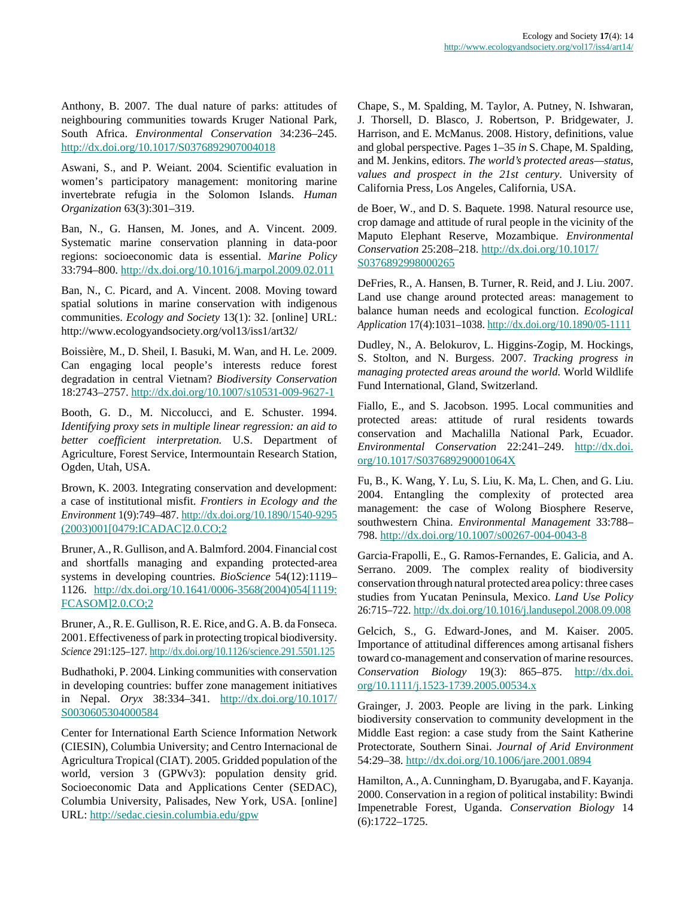Anthony, B. 2007. The dual nature of parks: attitudes of neighbouring communities towards Kruger National Park, South Africa. *Environmental Conservation* 34:236–245. http://dx.doi.org/10.1017/S0376892907004018

Aswani, S., and P. Weiant. 2004. Scientific evaluation in women's participatory management: monitoring marine invertebrate refugia in the Solomon Islands. *Human Organization* 63(3):301–319.

Ban, N., G. Hansen, M. Jones, and A. Vincent. 2009. Systematic marine conservation planning in data-poor regions: socioeconomic data is essential. *Marine Policy* 33:794–800. http://dx.doi.org/10.1016/j.marpol.2009.02.011

Ban, N., C. Picard, and A. Vincent. 2008. Moving toward spatial solutions in marine conservation with indigenous communities. *Ecology and Society* 13(1): 32. [online] URL: http://www.ecologyandsociety.org/vol13/iss1/art32/

Boissière, M., D. Sheil, I. Basuki, M. Wan, and H. Le. 2009. Can engaging local people's interests reduce forest degradation in central Vietnam? *Biodiversity Conservation* 18:2743–2757. http://dx.doi.org/10.1007/s10531-009-9627-1

Booth, G. D., M. Niccolucci, and E. Schuster. 1994. *Identifying proxy sets in multiple linear regression: an aid to better coefficient interpretation.* U.S. Department of Agriculture, Forest Service, Intermountain Research Station, Ogden, Utah, USA.

Brown, K. 2003. Integrating conservation and development: a case of institutional misfit. *Frontiers in Ecology and the Environment* 1(9):749–487. http://dx.doi.org/10.1890/1540-9295(2003)001[0479:ICADAC]2.0.CO;2

Bruner, A., R. Gullison, and A. Balmford. 2004. Financial cost and shortfalls managing and expanding protected-area systems in developing countries. *BioScience* 54(12):1119–1126. http://dx.doi.org/10.1641/0006-3568(2004)054[1119:FCASOM]2.0.CO;2

Bruner, A., R. E. Gullison, R. E. Rice, and G. A. B. da Fonseca. 2001. Effectiveness of park in protecting tropical biodiversity. *Science* 291:125–127. http://dx.doi.org/10.1126/science.291.5501.125

Budhathoki, P. 2004. Linking communities with conservation in developing countries: buffer zone management initiatives in Nepal. *Oryx* 38:334–341. http://dx.doi.org/10.1017/S0030605304000584

Center for International Earth Science Information Network (CIESIN), Columbia University; and Centro Internacional de Agricultura Tropical (CIAT). 2005. Gridded population of the world, version 3 (GPWv3): population density grid. Socioeconomic Data and Applications Center (SEDAC), Columbia University, Palisades, New York, USA. [online] URL: http://sedac.ciesin.columbia.edu/gpw

Chape, S., M. Spalding, M. Taylor, A. Putney, N. Ishwaran, J. Thorsell, D. Blasco, J. Robertson, P. Bridgewater, J. Harrison, and E. McManus. 2008. History, definitions, value and global perspective. Pages 1–35 *in* S. Chape, M. Spalding, and M. Jenkins, editors. *The world's protected areas—status, values and prospect in the 21st century*. University of California Press, Los Angeles, California, USA.

de Boer, W., and D. S. Baquete. 1998. Natural resource use, crop damage and attitude of rural people in the vicinity of the Maputo Elephant Reserve, Mozambique. *Environmental Conservation* 25:208–218. http://dx.doi.org/10.1017/S0376892998000265

DeFries, R., A. Hansen, B. Turner, R. Reid, and J. Liu. 2007. Land use change around protected areas: management to balance human needs and ecological function. *Ecological Application* 17(4):1031–1038. http://dx.doi.org/10.1890/05-1111

Dudley, N., A. Belokurov, L. Higgins-Zogip, M. Hockings, S. Stolton, and N. Burgess. 2007. *Tracking progress in managing protected areas around the world.* World Wildlife Fund International, Gland, Switzerland.

Fiallo, E., and S. Jacobson. 1995. Local communities and protected areas: attitude of rural residents towards conservation and Machalilla National Park, Ecuador. *Environmental Conservation* 22:241–249. http://dx.doi.org/10.1017/S037689290001064X

Fu, B., K. Wang, Y. Lu, S. Liu, K. Ma, L. Chen, and G. Liu. 2004. Entangling the complexity of protected area management: the case of Wolong Biosphere Reserve, southwestern China. *Environmental Management* 33:788–798. http://dx.doi.org/10.1007/s00267-004-0043-8

Garcia-Frapolli, E., G. Ramos-Fernandes, E. Galicia, and A. Serrano. 2009. The complex reality of biodiversity conservation through natural protected area policy: three cases studies from Yucatan Peninsula, Mexico. *Land Use Policy* 26:715–722. http://dx.doi.org/10.1016/j.landusepol.2008.09.008

Gelcich, S., G. Edward-Jones, and M. Kaiser. 2005. Importance of attitudinal differences among artisanal fishers toward co-management and conservation of marine resources. *Conservation Biology* 19(3): 865–875. http://dx.doi.org/10.1111/j.1523-1739.2005.00534.x

Grainger, J. 2003. People are living in the park. Linking biodiversity conservation to community development in the Middle East region: a case study from the Saint Katherine Protectorate, Southern Sinai. *Journal of Arid Environment* 54:29–38. http://dx.doi.org/10.1006/jare.2001.0894

Hamilton, A., A. Cunningham, D. Byarugaba, and F. Kayanja. 2000. Conservation in a region of political instability: Bwindi Impenetrable Forest, Uganda. *Conservation Biology* 14 (6):1722–1725.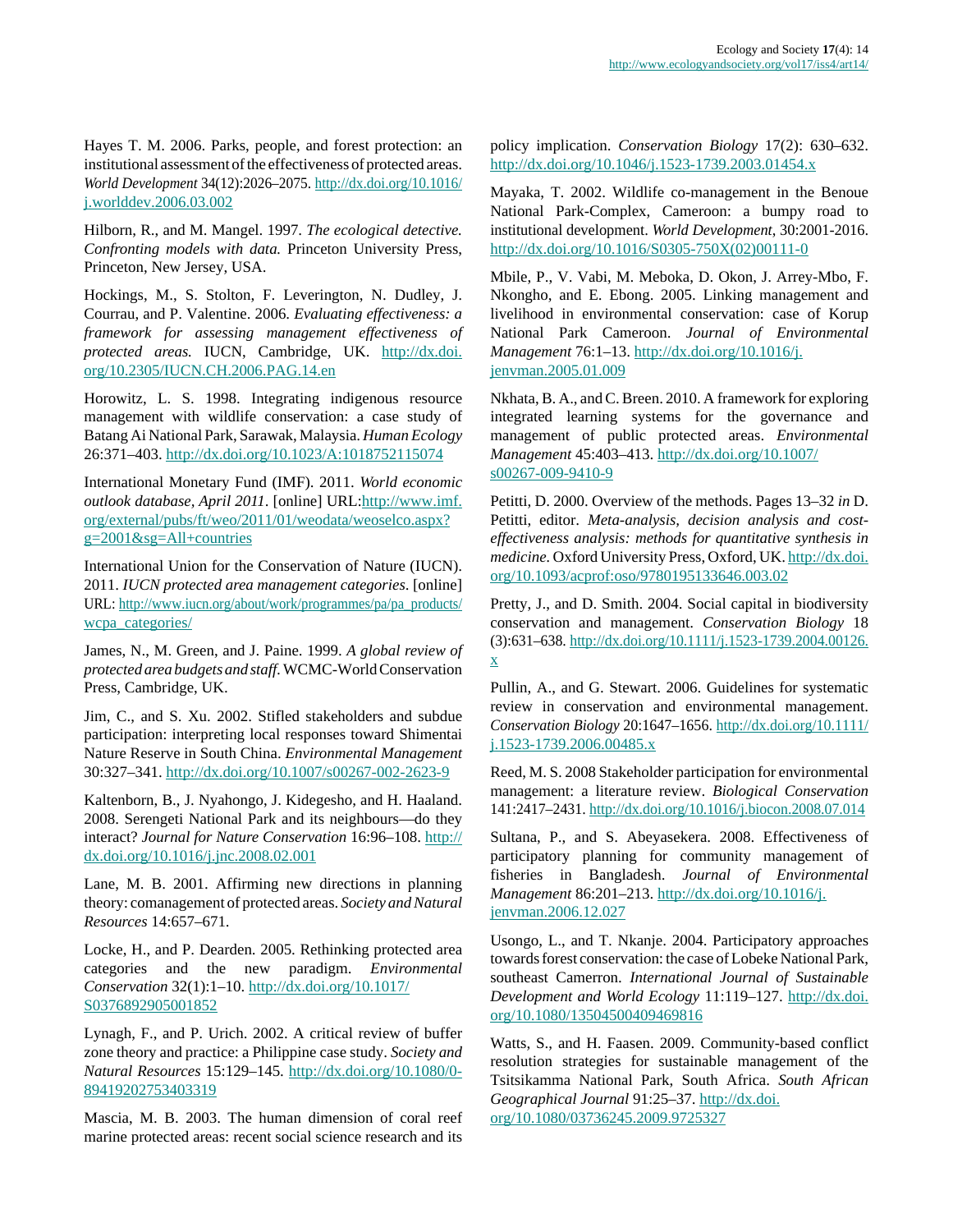Hayes T. M. 2006. Parks, people, and forest protection: an institutional assessment of the effectiveness of protected areas. *World Development* 34(12):2026–2075. http://dx.doi.org/10.1016/j.worlddev.2006.03.002

Hilborn, R., and M. Mangel. 1997. *The ecological detective. Confronting models with data.* Princeton University Press, Princeton, New Jersey, USA.

Hockings, M., S. Stolton, F. Leverington, N. Dudley, J. Courrau, and P. Valentine. 2006. *Evaluating effectiveness: a framework for assessing management effectiveness of protected areas.* IUCN, Cambridge, UK. http://dx.doi.org/10.2305/IUCN.CH.2006.PAG.14.en

Horowitz, L. S. 1998. Integrating indigenous resource management with wildlife conservation: a case study of Batang Ai National Park, Sarawak, Malaysia. *Human Ecology* 26:371–403. http://dx.doi.org/10.1023/A:1018752115074

International Monetary Fund (IMF). 2011. *World economic outlook database, April 2011.* [online] URL:http://www.imf.org/external/pubs/ft/weo/2011/01/weodata/weoselco.aspx?g=2001&sg=All+countries

International Union for the Conservation of Nature (IUCN). 2011. *IUCN protected area management categories.* [online] URL: http://www.iucn.org/about/work/programmes/pa/pa_products/wcpa_categories/

James, N., M. Green, and J. Paine. 1999. *A global review of protected area budgets and staff.* WCMC-World Conservation Press, Cambridge, UK.

Jim, C., and S. Xu. 2002. Stifled stakeholders and subdue participation: interpreting local responses toward Shimentai Nature Reserve in South China. *Environmental Management* 30:327–341. http://dx.doi.org/10.1007/s00267-002-2623-9

Kaltenborn, B., J. Nyahongo, J. Kidegesho, and H. Haaland. 2008. Serengeti National Park and its neighbours—do they interact? *Journal for Nature Conservation* 16:96–108. http://dx.doi.org/10.1016/j.jnc.2008.02.001

Lane, M. B. 2001. Affirming new directions in planning theory: comanagement of protected areas. *Society and Natural Resources* 14:657–671.

Locke, H., and P. Dearden. 2005. Rethinking protected area categories and the new paradigm. *Environmental Conservation* 32(1):1–10. http://dx.doi.org/10.1017/S0376892905001852

Lynagh, F., and P. Urich. 2002. A critical review of buffer zone theory and practice: a Philippine case study. *Society and Natural Resources* 15:129–145. http://dx.doi.org/10.1080/089419202753403319

Mascia, M. B. 2003. The human dimension of coral reef marine protected areas: recent social science research and its policy implication. *Conservation Biology* 17(2): 630–632. http://dx.doi.org/10.1046/j.1523-1739.2003.01454.x

Mayaka, T. 2002. Wildlife co-management in the Benoue National Park-Complex, Cameroon: a bumpy road to institutional development. *World Development,* 30:2001-2016. http://dx.doi.org/10.1016/S0305-750X(02)00111-0

Mbile, P., V. Vabi, M. Meboka, D. Okon, J. Arrey-Mbo, F. Nkongho, and E. Ebong. 2005. Linking management and livelihood in environmental conservation: case of Korup National Park Cameroon. *Journal of Environmental Management* 76:1–13. http://dx.doi.org/10.1016/j.jenvman.2005.01.009

Nkhata, B. A., and C. Breen. 2010. A framework for exploring integrated learning systems for the governance and management of public protected areas. *Environmental Management* 45:403–413. http://dx.doi.org/10.1007/s00267-009-9410-9

Petitti, D. 2000. Overview of the methods. Pages 13–32 *in* D. Petitti, editor. *Meta-analysis, decision analysis and cost-effectiveness analysis: methods for quantitative synthesis in medicine.* Oxford University Press, Oxford, UK. http://dx.doi.org/10.1093/acprof:oso/9780195133646.003.02

Pretty, J., and D. Smith. 2004. Social capital in biodiversity conservation and management. *Conservation Biology* 18 (3):631–638. http://dx.doi.org/10.1111/j.1523-1739.2004.00126.x

Pullin, A., and G. Stewart. 2006. Guidelines for systematic review in conservation and environmental management. *Conservation Biology* 20:1647–1656. http://dx.doi.org/10.1111/j.1523-1739.2006.00485.x

Reed, M. S. 2008 Stakeholder participation for environmental management: a literature review. *Biological Conservation* 141:2417–2431. http://dx.doi.org/10.1016/j.biocon.2008.07.014

Sultana, P., and S. Abeyasekera. 2008. Effectiveness of participatory planning for community management of fisheries in Bangladesh. *Journal of Environmental Management* 86:201–213. http://dx.doi.org/10.1016/j.jenvman.2006.12.027

Usongo, L., and T. Nkanje. 2004. Participatory approaches towards forest conservation: the case of Lobeke National Park, southeast Camerron. *International Journal of Sustainable Development and World Ecology* 11:119–127. http://dx.doi.org/10.1080/13504500409469816

Watts, S., and H. Faasen. 2009. Community-based conflict resolution strategies for sustainable management of the Tsitsikamma National Park, South Africa. *South African Geographical Journal* 91:25–37. http://dx.doi.org/10.1080/03736245.2009.9725327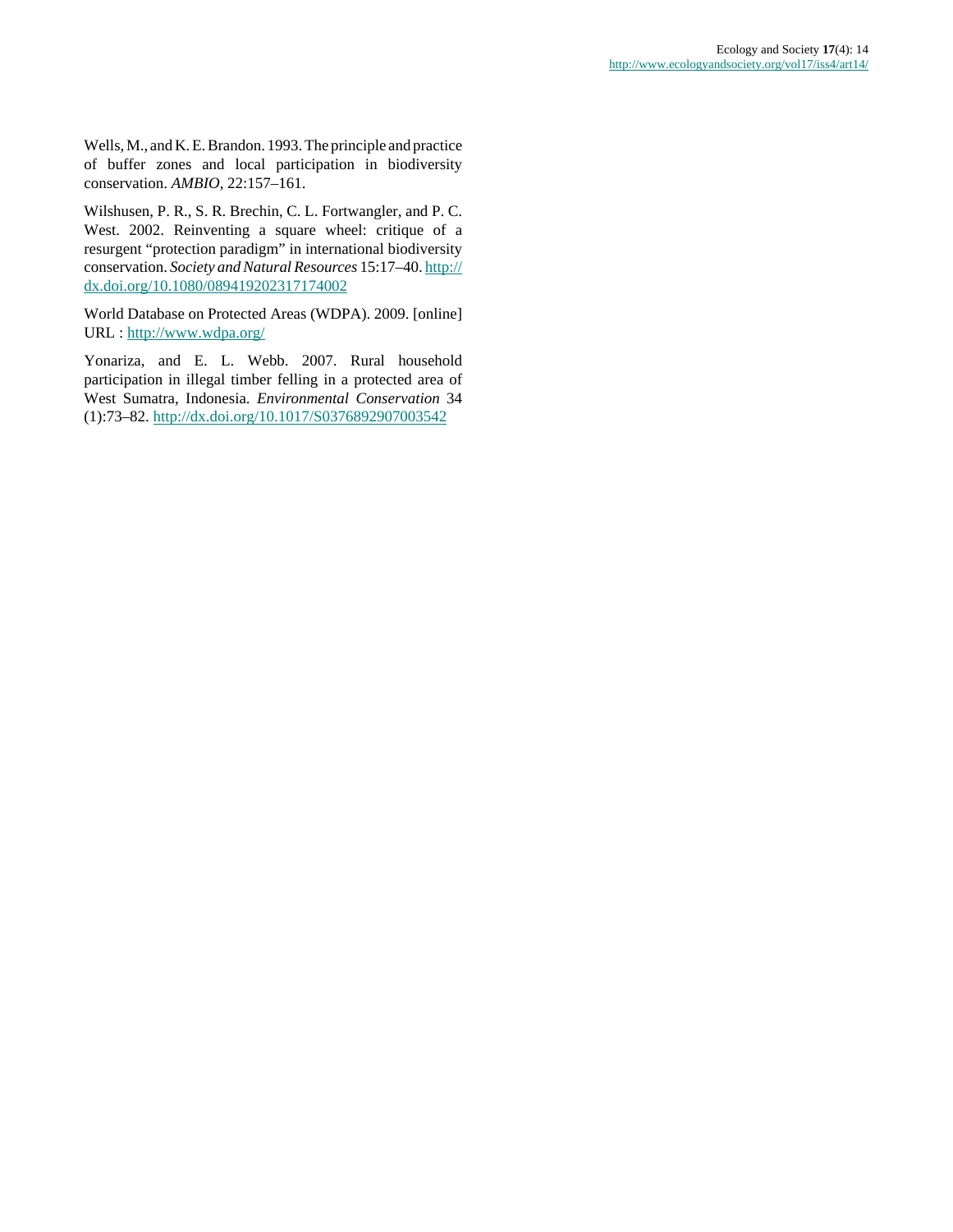Wells, M., and K. E. Brandon. 1993. The principle and practice of buffer zones and local participation in biodiversity conservation. *AMBIO*, 22:157–161.

Wilshusen, P. R., S. R. Brechin, C. L. Fortwangler, and P. C. West. 2002. Reinventing a square wheel: critique of a resurgent “protection paradigm” in international biodiversity conservation. *Society and Natural Resources* 15:17–40. http://dx.doi.org/10.1080/089419202317174002

World Database on Protected Areas (WDPA). 2009. [online] URL : http://www.wdpa.org/

Yonariza, and E. L. Webb. 2007. Rural household participation in illegal timber felling in a protected area of West Sumatra, Indonesia. *Environmental Conservation* 34 (1):73–82. http://dx.doi.org/10.1017/S0376892907003542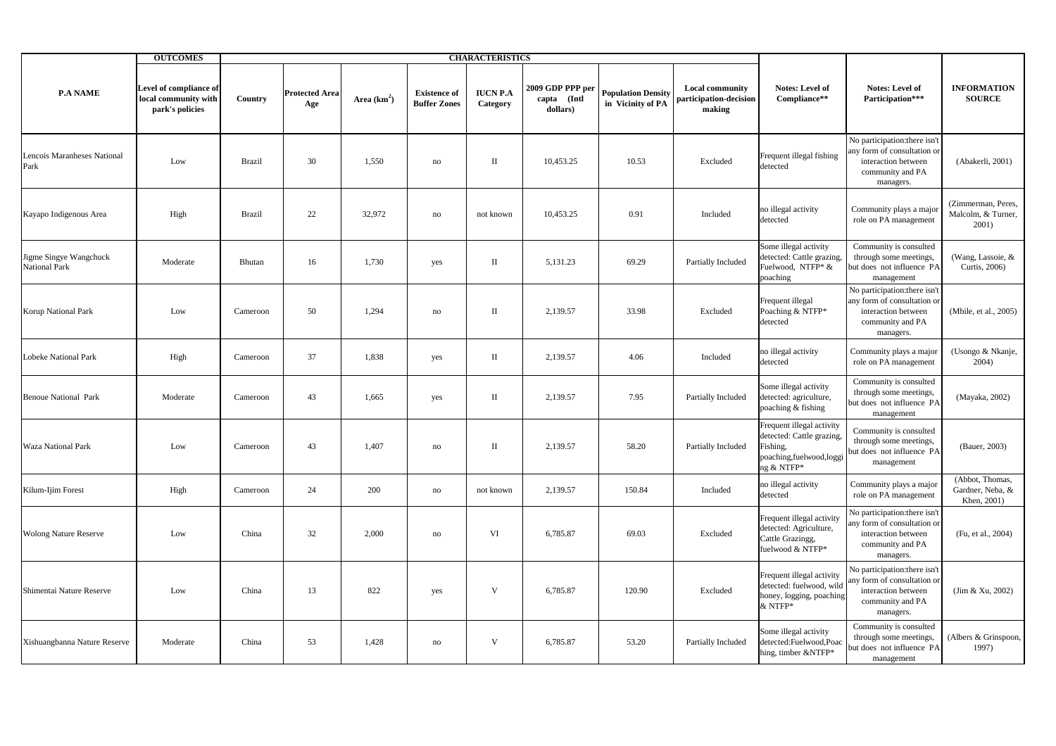| P.A NAME | OUTCOMES | CHARACTERISTICS | | | | | | | | | | |
|---|---|---|---|---|---|---|---|---|---|---|---|---|
| | Level of compliance of local community with park's policies | Country | Protected Area Age | Area ($km^2$) | Existence of Buffer Zones | IUCN P.A Category | 2009 GDP PPP per capta (Intl dollars) | Population Density in Vicinity of PA | Local community participation-decision making | Notes: Level of Compliance** | Notes: Level of Participation*** | INFORMATION SOURCE |
| Lencois Maranheses National Park | Low | Brazil | 30 | 1,550 | no | II | 10,453.25 | 10.53 | Excluded | Frequent illegal fishing detected | No participation:there isn't any form of consultation or interaction between community and PA managers. | (Abakerli, 2001) |
| Kayapo Indigenous Area | High | Brazil | 22 | 32,972 | no | not known | 10,453.25 | 0.91 | Included | no illegal activity detected | Community plays a major role on PA management | (Zimmerman, Peres, Malcolm, & Turner, 2001) |
| Jigme Singye Wangchuck National Park | Moderate | Bhutan | 16 | 1,730 | yes | II | 5,131.23 | 69.29 | Partially Included | Some illegal activity detected: Cattle grazing, Fuelwood, NTFP* & poaching | Community is consulted through some meetings, but does not influence PA management | (Wang, Lassoie, & Curtis, 2006) |
| Korup National Park | Low | Cameroon | 50 | 1,294 | no | II | 2,139.57 | 33.98 | Excluded | Frequent illegal Poaching & NTFP* detected | No participation:there isn't any form of consultation or interaction between community and PA managers. | (Mbile, et al., 2005) |
| Lobeke National Park | High | Cameroon | 37 | 1,838 | yes | II | 2,139.57 | 4.06 | Included | no illegal activity detected | Community plays a major role on PA management | (Usongo & Nkanje, 2004) |
| Benoue National Park | Moderate | Cameroon | 43 | 1,665 | yes | II | 2,139.57 | 7.95 | Partially Included | Some illegal activity detected: agriculture, poaching & fishing | Community is consulted through some meetings, but does not influence PA management | (Mayaka, 2002) |
| Waza National Park | Low | Cameroon | 43 | 1,407 | no | II | 2,139.57 | 58.20 | Partially Included | Frequent illegal activity detected: Cattle grazing, Fishing, poaching,fuelwood,logging & NTFP* | Community is consulted through some meetings, but does not influence PA management | (Bauer, 2003) |
| Kilum-Ijim Forest | High | Cameroon | 24 | 200 | no | not known | 2,139.57 | 150.84 | Included | no illegal activity detected | Community plays a major role on PA management | (Abbot, Thomas, Gardner, Neba, & Khen, 2001) |
| Wolong Nature Reserve | Low | China | 32 | 2,000 | no | VI | 6,785.87 | 69.03 | Excluded | Frequent illegal activity detected: Agriculture, Cattle Grazingg, fuelwood & NTFP* | No participation:there isn't any form of consultation or interaction between community and PA managers. | (Fu, et al., 2004) |
| Shimentai Nature Reserve | Low | China | 13 | 822 | yes | V | 6,785.87 | 120.90 | Excluded | Frequent illegal activity detected: fuelwood, wild honey, logging, poaching & NTFP* | No participation:there isn't any form of consultation or interaction between community and PA managers. | (Jim & Xu, 2002) |
| Xishuangbanna Nature Reserve | Moderate | China | 53 | 1,428 | no | V | 6,785.87 | 53.20 | Partially Included | Some illegal activity detected:Fuelwood,Poaching, timber &NTFP* | Community is consulted through some meetings, but does not influence PA management | (Albers & Grinspoon, 1997) |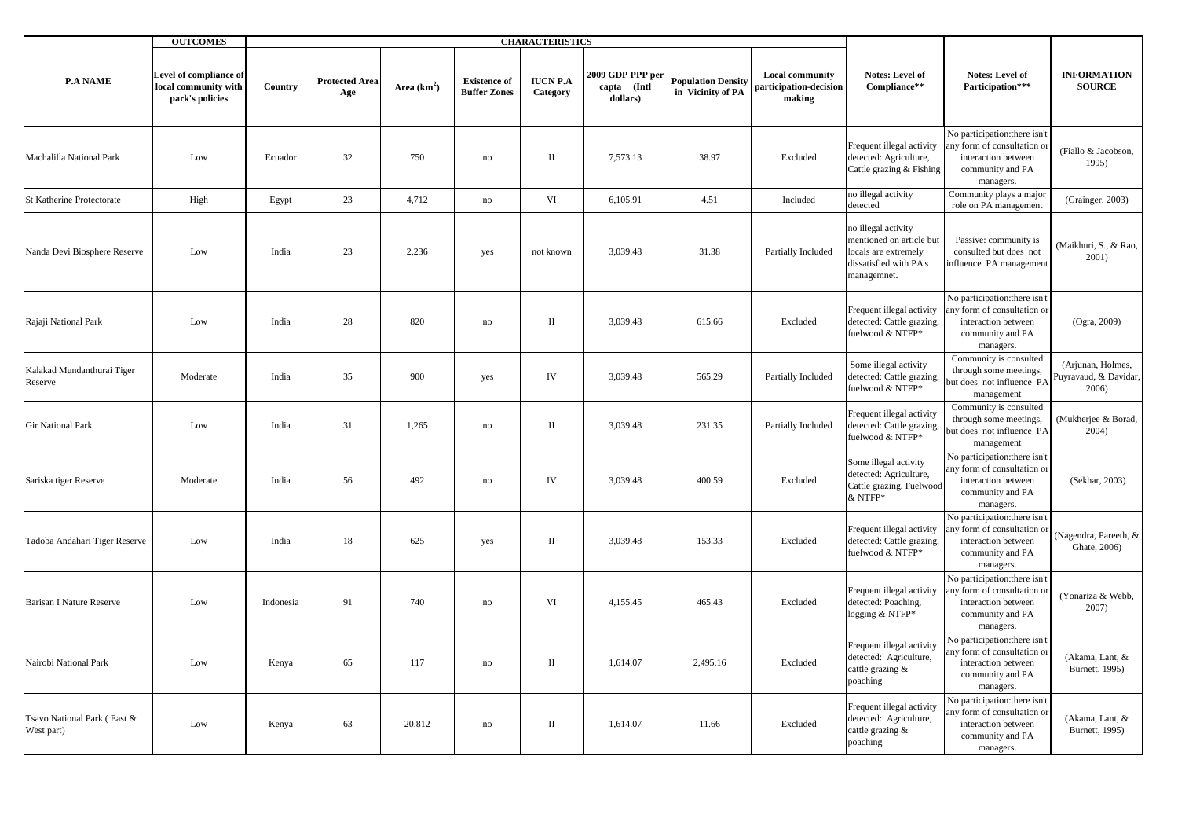| P.A NAME | OUTCOMES | CHARACTERISTICS | | | | | | | | | | |
|---|---|---|---|---|---|---|---|---|---|---|---|---|
| | Level of compliance of local community with park's policies | Country | Protected Area Age | Area (km$^2$) | Existence of Buffer Zones | IUCN P.A Category | 2009 GDP PPP per capta (Intl dollars) | Population Density in Vicinity of PA | Local community participation-decision making | Notes: Level of Compliance** | Notes: Level of Participation*** | INFORMATION SOURCE |
| Machalilla National Park | Low | Ecuador | 32 | 750 | no | II | 7,573.13 | 38.97 | Excluded | Frequent illegal activity detected: Agriculture, Cattle grazing & Fishing | No participation:there isn't any form of consultation or interaction between community and PA managers. | (Fiallo & Jacobson, 1995) |
| St Katherine Protectorate | High | Egypt | 23 | 4,712 | no | VI | 6,105.91 | 4.51 | Included | no illegal activity detected | Community plays a major role on PA management | (Grainger, 2003) |
| Nanda Devi Biosphere Reserve | Low | India | 23 | 2,236 | yes | not known | 3,039.48 | 31.38 | Partially Included | no illegal activity mentioned on article but locals are extremely dissatified with PA's managemnet. | Passive: community is consulted but does not influence PA management | (Maikhuri, S., & Rao, 2001) |
| Rajaji National Park | Low | India | 28 | 820 | no | II | 3,039.48 | 615.66 | Excluded | Frequent illegal activity detected: Cattle grazing, fuelwood & NTFP* | No participation:there isn't any form of consultation or interaction between community and PA managers. | (Ogra, 2009) |
| Kalakad Mundanthurai Tiger Reserve | Moderate | India | 35 | 900 | yes | IV | 3,039.48 | 565.29 | Partially Included | Some illegal activity detected: Cattle grazing, fuelwood & NTFP* | Community is consulted through some meetings, but does not influence PA management | (Arjunan, Holmes, Puyravaud, & Davidar, 2006) |
| Gir National Park | Low | India | 31 | 1,265 | no | II | 3,039.48 | 231.35 | Partially Included | Frequent illegal activity detected: Cattle grazing, fuelwood & NTFP* | Community is consulted through some meetings, but does not influence PA management | (Mukherjee & Borad, 2004) |
| Sariska tiger Reserve | Moderate | India | 56 | 492 | no | IV | 3,039.48 | 400.59 | Excluded | Some illegal activity detected: Agriculture, Cattle grazing, Fuelwood & NTFP* | No participation:there isn't any form of consultation or interaction between community and PA managers. | (Sekhar, 2003) |
| Tadoba Andahari Tiger Reserve | Low | India | 18 | 625 | yes | II | 3,039.48 | 153.33 | Excluded | Frequent illegal activity detected: Cattle grazing, fuelwood & NTFP* | No participation:there isn't any form of consultation or interaction between community and PA managers. | (Nagendra, Pareeth, & Ghate, 2006) |
| Barisan I Nature Reserve | Low | Indonesia | 91 | 740 | no | VI | 4,155.45 | 465.43 | Excluded | Frequent illegal activity detected: Poaching, logging & NTFP* | No participation:there isn't any form of consultation or interaction between community and PA managers. | (Yonariza & Webb, 2007) |
| Nairobi National Park | Low | Kenya | 65 | 117 | no | II | 1,614.07 | 2,495.16 | Excluded | Frequent illegal activity detected: Agriculture, cattle grazing & poaching | No participation:there isn't any form of consultation or interaction between community and PA managers. | (Akama, Lant, & Burnett, 1995) |
| Tsavo National Park ( East & West part) | Low | Kenya | 63 | 20,812 | no | II | 1,614.07 | 11.66 | Excluded | Frequent illegal activity detected: Agriculture, cattle grazing & poaching | No participation:there isn't any form of consultation or interaction between community and PA managers. | (Akama, Lant, & Burnett, 1995) |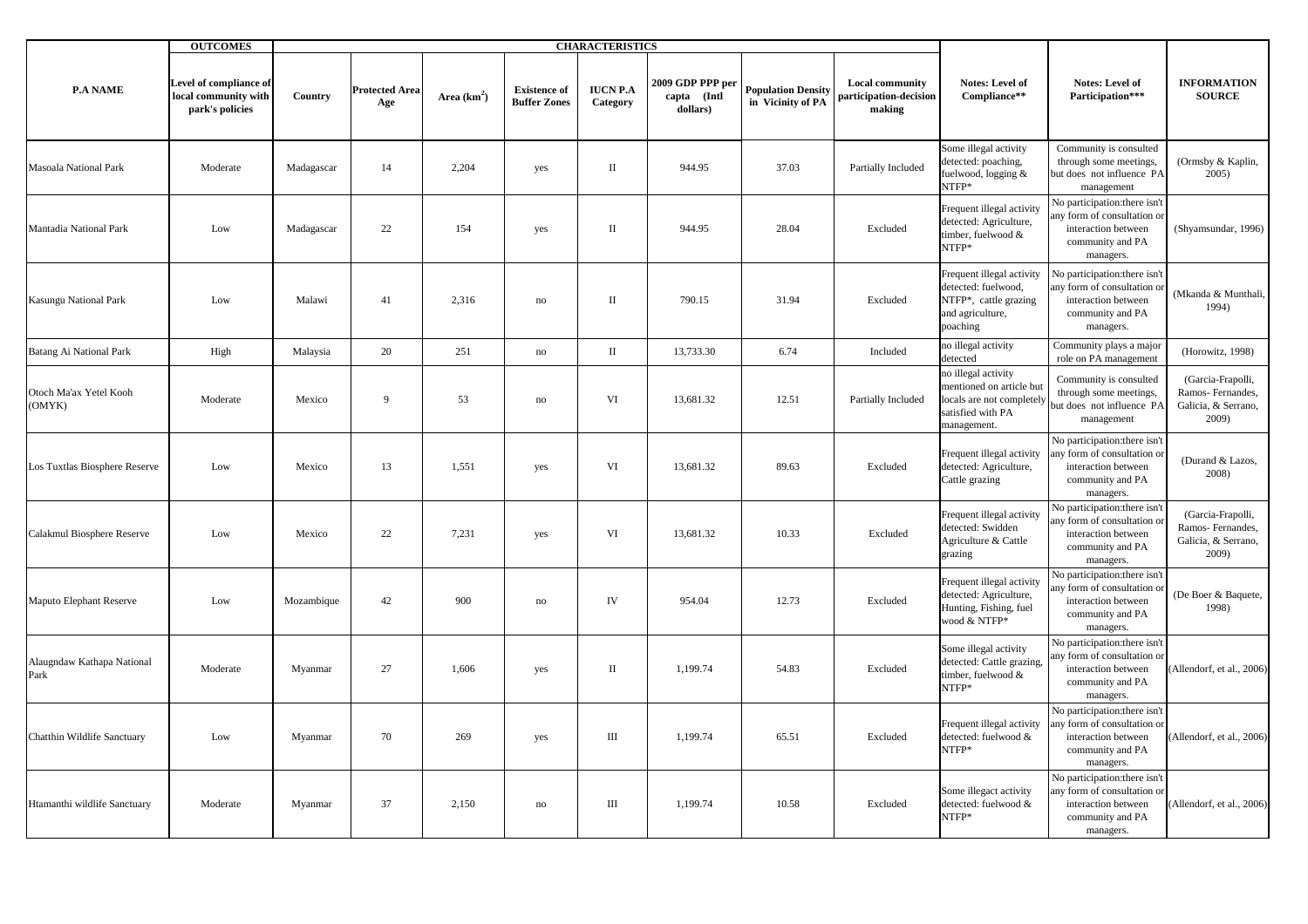| P.A NAME | OUTCOMES | CHARACTERISTICS | | | | | | | | Notes: Level of Compliance** | Notes: Level of Participation*** | INFORMATION SOURCE |
|---|---|---|---|---|---|---|---|---|---|---|---|---|
| | Level of compliance of local community with park's policies | Country | Protected Area Age | Area ($km^2$) | Existence of Buffer Zones | IUCN P.A Category | 2009 GDP PPP per capta (Intl dollars) | Population Density in Vicinity of PA | Local community participation-decision making | | | |
| Masoala National Park | Moderate | Madagascar | 14 | 2,204 | yes | II | 944.95 | 37.03 | Partially Included | Some illegal activity detected: poaching, fuelwood, logging & NTFP* | Community is consulted through some meetings, but does not influence PA management | (Ormsby & Kaplin, 2005) |
| Mantadia National Park | Low | Madagascar | 22 | 154 | yes | II | 944.95 | 28.04 | Excluded | Frequent illegal activity detected: Agriculture, timber, fuelwood & NTFP* | No participation:there isn't any form of consultation or interaction between community and PA managers. | (Shyamsundar, 1996) |
| Kasungu National Park | Low | Malawi | 41 | 2,316 | no | II | 790.15 | 31.94 | Excluded | Frequent illegal activity detected: fuelwood, NTFP*, cattle grazing and agriculture, poaching | No participation:there isn't any form of consultation or interaction between community and PA managers. | (Mkanda & Munthali, 1994) |
| Batang Ai National Park | High | Malaysia | 20 | 251 | no | II | 13,733.30 | 6.74 | Included | no illegal activity detected | Community plays a major role on PA management | (Horowitz, 1998) |
| Otoch Ma'ax Yetel Kooh (OMYK) | Moderate | Mexico | 9 | 53 | no | VI | 13,681.32 | 12.51 | Partially Included | no illegal activity mentioned on article but locals are not completely satisfied with PA management. | Community is consulted through some meetings, but does not influence PA management | (Garcia-Frapolli, Ramos- Fernandes, Galicia, & Serrano, 2009) |
| Los Tuxtlas Biosphere Reserve | Low | Mexico | 13 | 1,551 | yes | VI | 13,681.32 | 89.63 | Excluded | Frequent illegal activity detected: Agriculture, Cattle grazing | No participation:there isn't any form of consultation or interaction between community and PA managers. | (Durand & Lazos, 2008) |
| Calakmul Biosphere Reserve | Low | Mexico | 22 | 7,231 | yes | VI | 13,681.32 | 10.33 | Excluded | Frequent illegal activity detected: Swidden Agriculture & Cattle grazing | No participation:there isn't any form of consultation or interaction between community and PA managers. | (Garcia-Frapolli, Ramos- Fernandes, Galicia, & Serrano, 2009) |
| Maputo Elephant Reserve | Low | Mozambique | 42 | 900 | no | IV | 954.04 | 12.73 | Excluded | Frequent illegal activity detected: Agriculture, Hunting, Fishing, fuel wood & NTFP* | No participation:there isn't any form of consultation or interaction between community and PA managers. | (De Boer & Baquete, 1998) |
| Alaugndaw Kathapa National Park | Moderate | Myanmar | 27 | 1,606 | yes | II | 1,199.74 | 54.83 | Excluded | Some illegal activity detected: Cattle grazing, timber, fuelwood & NTFP* | No participation:there isn't any form of consultation or interaction between community and PA managers. | (Allendorf, et al., 2006) |
| Chatthin Wildlife Sanctuary | Low | Myanmar | 70 | 269 | yes | III | 1,199.74 | 65.51 | Excluded | Frequent illegal activity detected: fuelwood & NTFP* | No participation:there isn't any form of consultation or interaction between community and PA managers. | (Allendorf, et al., 2006) |
| Htamanthi wildlife Sanctuary | Moderate | Myanmar | 37 | 2,150 | no | III | 1,199.74 | 10.58 | Excluded | Some illegact activity detected: fuelwood & NTFP* | No participation:there isn't any form of consultation or interaction between community and PA managers. | (Allendorf, et al., 2006) |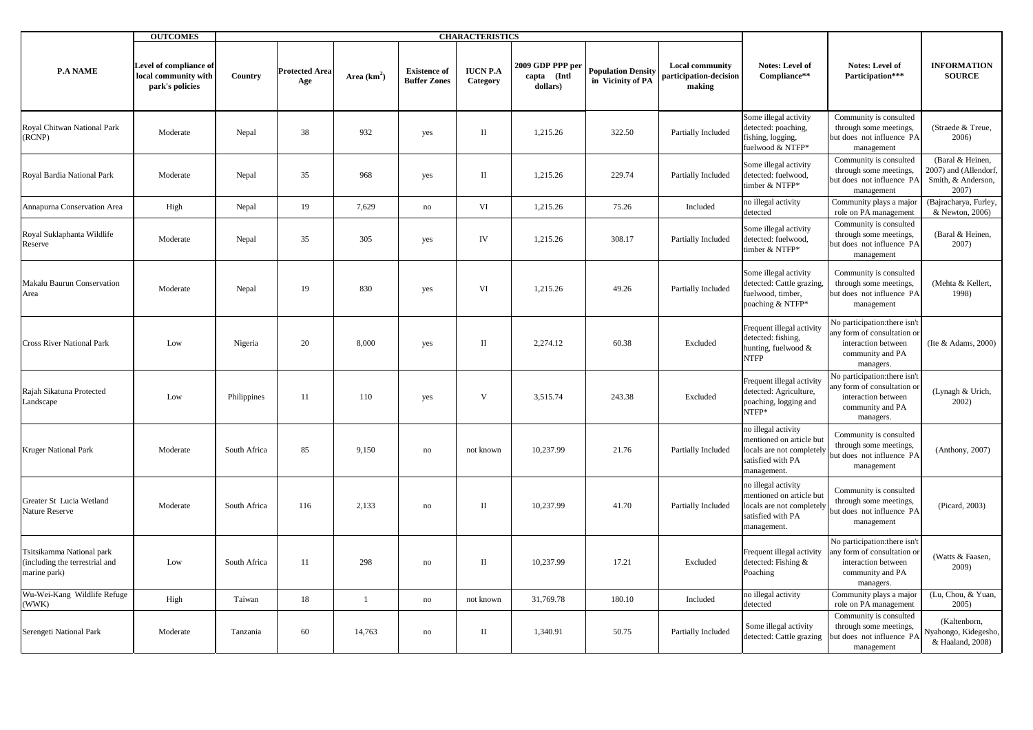| P.A NAME | OUTCOMES | CHARACTERISTICS | | | | | | | | Notes: Level of Compliance** | Notes: Level of Participation*** | INFORMATION SOURCE |
|---|---|---|---|---|---|---|---|---|---|---|---|---|
| | Level of compliance of local community with park's policies | Country | Protected Area Age | Area (km$^2$) | Existence of Buffer Zones | IUCN P.A Category | 2009 GDP PPP per capta (Intl dollars) | Population Density in Vicinity of PA | Local community participation-decision making | | | |
| Royal Chitwan National Park (RCNP) | Moderate | Nepal | 38 | 932 | yes | II | 1,215.26 | 322.50 | Partially Included | Some illegal activity detected: poaching, fishing, logging, fuelwood & NTFP* | Community is consulted through some meetings, but does not influence PA management | (Straede & Treue, 2006) |
| Royal Bardia National Park | Moderate | Nepal | 35 | 968 | yes | II | 1,215.26 | 229.74 | Partially Included | Some illegal activity detected: fuelwood, timber & NTFP* | Community is consulted through some meetings, but does not influence PA management | (Baral & Heinen, 2007) and (Allendorf, Smith, & Anderson, 2007) |
| Annapurna Conservation Area | High | Nepal | 19 | 7,629 | no | VI | 1,215.26 | 75.26 | Included | no illegal activity detected | Community plays a major role on PA management | (Bajracharya, Furley, & Newton, 2006) |
| Royal Suklaphanta Wildlife Reserve | Moderate | Nepal | 35 | 305 | yes | IV | 1,215.26 | 308.17 | Partially Included | Some illegal activity detected: fuelwood, timber & NTFP* | Community is consulted through some meetings, but does not influence PA management | (Baral & Heinen, 2007) |
| Makalu Baurun Conservation Area | Moderate | Nepal | 19 | 830 | yes | VI | 1,215.26 | 49.26 | Partially Included | Some illegal activity detected: Cattle grazing, fuelwood, timber, poaching & NTFP* | Community is consulted through some meetings, but does not influence PA management | (Mehta & Kellert, 1998) |
| Cross River National Park | Low | Nigeria | 20 | 8,000 | yes | II | 2,274.12 | 60.38 | Excluded | Frequent illegal activity detected: fishing, hunting, fuelwood & NTFP | No participation:there isn't any form of consultation or interaction between community and PA managers. | (Ite & Adams, 2000) |
| Rajah Sikatuna Protected Landscape | Low | Philippines | 11 | 110 | yes | V | 3,515.74 | 243.38 | Excluded | Frequent illegal activity detected: Agriculture, poaching, logging and NTFP* | No participation:there isn't any form of consultation or interaction between community and PA managers. | (Lynagh & Urich, 2002) |
| Kruger National Park | Moderate | South Africa | 85 | 9,150 | no | not known | 10,237.99 | 21.76 | Partially Included | no illegal activity mentioned on article but locals are not completely satisfied with PA management. | Community is consulted through some meetings, but does not influence PA management | (Anthony, 2007) |
| Greater St Lucia Wetland Nature Reserve | Moderate | South Africa | 116 | 2,133 | no | II | 10,237.99 | 41.70 | Partially Included | no illegal activity mentioned on article but locals are not completely satisfied with PA management. | Community is consulted through some meetings, but does not influence PA management | (Picard, 2003) |
| Tsitsikamma National park (including the terrestrial and marine park) | Low | South Africa | 11 | 298 | no | II | 10,237.99 | 17.21 | Excluded | Frequent illegal activity detected: Fishing & Poaching | No participation:there isn't any form of consultation or interaction between community and PA managers. | (Watts & Faasen, 2009) |
| Wu-Wei-Kang Wildlife Refuge (WWK) | High | Taiwan | 18 | 1 | no | not known | 31,769.78 | 180.10 | Included | no illegal activity detected | Community plays a major role on PA management | (Lu, Chou, & Yuan, 2005) |
| Serengeti National Park | Moderate | Tanzania | 60 | 14,763 | no | II | 1,340.91 | 50.75 | Partially Included | Some illegal activity detected: Cattle grazing | Community is consulted through some meetings, but does not influence PA management | (Kaltenborn, Nyahongo, Kidegesho, & Haaland, 2008) |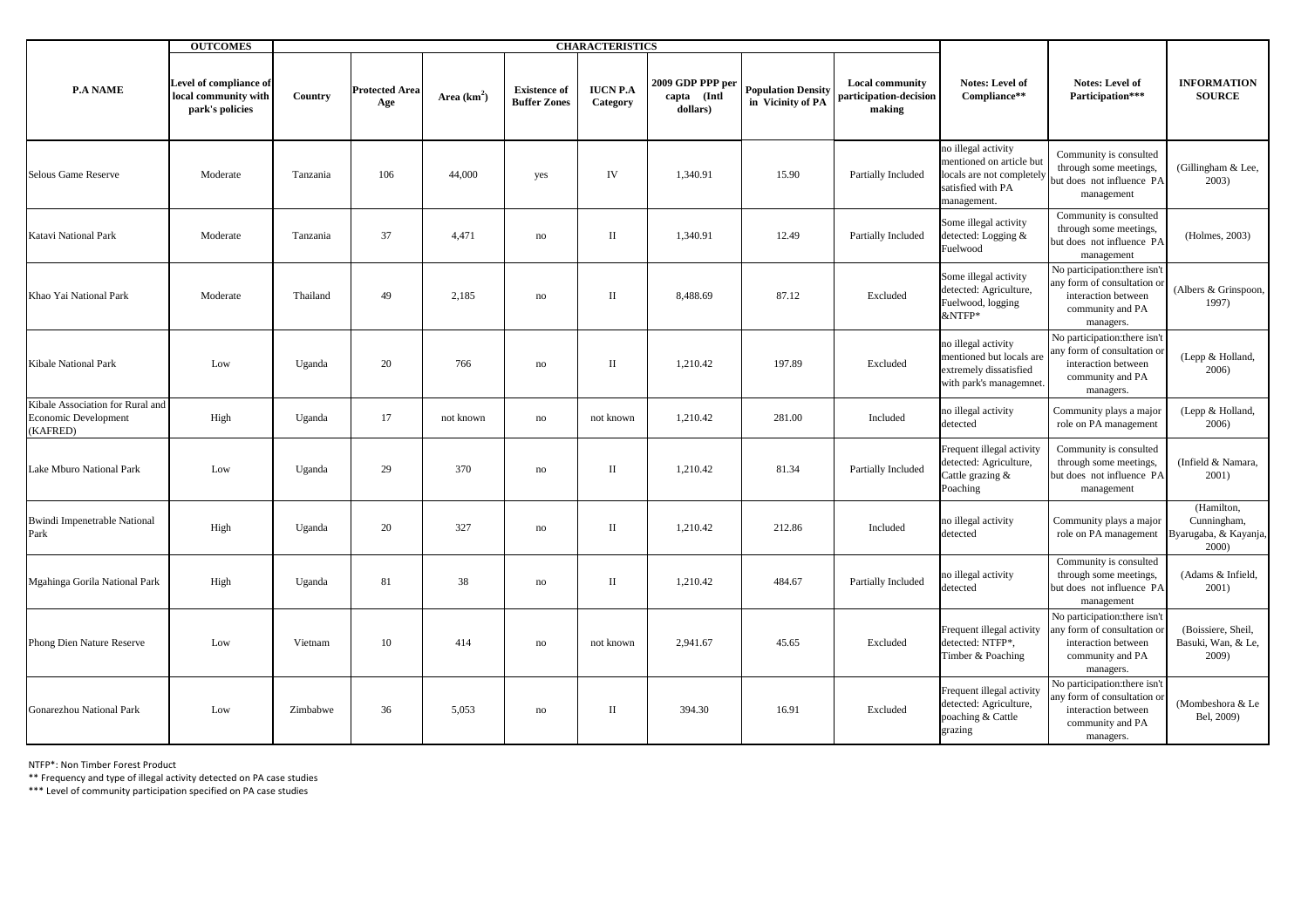| P.A NAME | OUTCOMES | CHARACTERISTICS | | | | | | | | | | |
|---|---|---|---|---|---|---|---|---|---|---|---|---|
| | Level of compliance of local community with park's policies | Country | Protected Area Age | Area (km$^2$) | Existence of Buffer Zones | IUCN P.A Category | 2009 GDP PPP per capta (Intl dollars) | Population Density in Vicinity of PA | Local community participation-decision making | Notes: Level of Compliance** | Notes: Level of Participation*** | INFORMATION SOURCE |
| Selous Game Reserve | Moderate | Tanzania | 106 | 44,000 | yes | IV | 1,340.91 | 15.90 | Partially Included | no illegal activity mentioned on article but locals are not completely satisfied with PA management. | Community is consulted through some meetings, but does not influence PA management | (Gillingham & Lee, 2003) |
| Katavi National Park | Moderate | Tanzania | 37 | 4,471 | no | II | 1,340.91 | 12.49 | Partially Included | Some illegal activity detected: Logging & Fuelwood | Community is consulted through some meetings, but does not influence PA management | (Holmes, 2003) |
| Khao Yai National Park | Moderate | Thailand | 49 | 2,185 | no | II | 8,488.69 | 87.12 | Excluded | Some illegal activity detected: Agriculture, Fuelwood, logging &NTFP* | No participation:there isn't any form of consultation or interaction between community and PA managers. | (Albers & Grinspoon, 1997) |
| Kibale National Park | Low | Uganda | 20 | 766 | no | II | 1,210.42 | 197.89 | Excluded | no illegal activity mentioned but locals are extremely dissatisfied with park's managemnet. | No participation:there isn't any form of consultation or interaction between community and PA managers. | (Lepp & Holland, 2006) |
| Kibale Association for Rural and Economic Development (KAFRED) | High | Uganda | 17 | not known | no | not known | 1,210.42 | 281.00 | Included | no illegal activity detected | Community plays a major role on PA management | (Lepp & Holland, 2006) |
| Lake Mburo National Park | Low | Uganda | 29 | 370 | no | II | 1,210.42 | 81.34 | Partially Included | Frequent illegal activity detected: Agriculture, Cattle grazing & Poaching | Community is consulted through some meetings, but does not influence PA management | (Infield & Namara, 2001) |
| Bwindi Impenetrable National Park | High | Uganda | 20 | 327 | no | II | 1,210.42 | 212.86 | Included | no illegal activity detected | Community plays a major role on PA management | (Hamilton, Cunningham, Byarugaba, & Kayanja, 2000) |
| Mgahinga Gorila National Park | High | Uganda | 81 | 38 | no | II | 1,210.42 | 484.67 | Partially Included | no illegal activity detected | Community is consulted through some meetings, but does not influence PA management | (Adams & Infield, 2001) |
| Phong Dien Nature Reserve | Low | Vietnam | 10 | 414 | no | not known | 2,941.67 | 45.65 | Excluded | Frequent illegal activity detected: NTFP*, Timber & Poaching | No participation:there isn't any form of consultation or interaction between community and PA managers. | (Boissiere, Sheil, Basuki, Wan, & Le, 2009) |
| Gonarezhou National Park | Low | Zimbabwe | 36 | 5,053 | no | II | 394.30 | 16.91 | Excluded | Frequent illegal activity detected: Agriculture, poaching & Cattle grazing | No participation:there isn't any form of consultation or interaction between community and PA managers. | (Mombeshora & Le Bel, 2009) |

NTFP*: Non Timber Forest Product

** Frequency and type of illegal activity detected on PA case studies

*** Level of community participation specified on PA case studies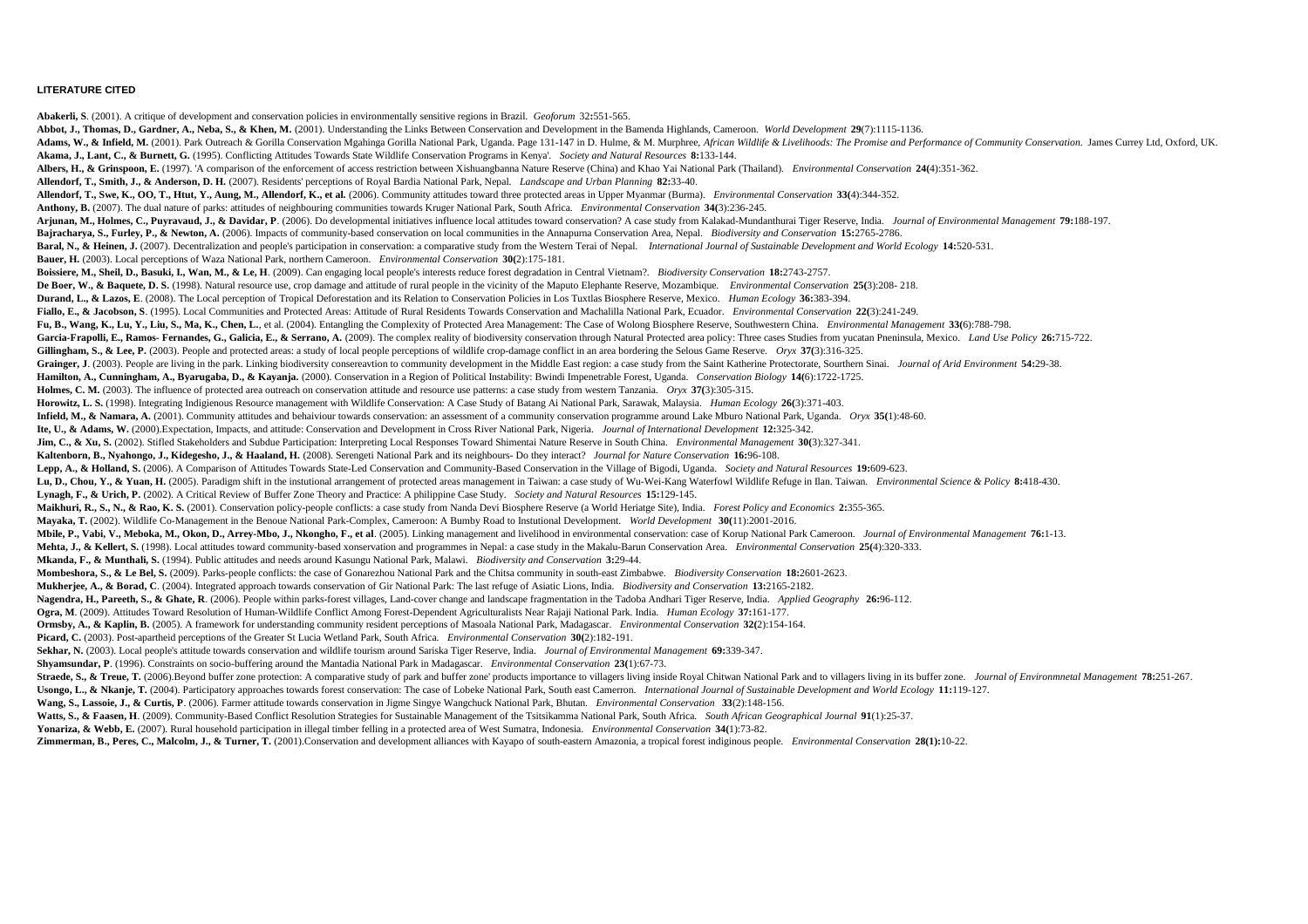**LITERATURE CITED**

**Abakerli, S**. (2001). A critique of development and conservation policies in environmentally sensitive regions in Brazil. *Geoforum* 32**:**551-565.

**Abbot, J., Thomas, D., Gardner, A., Neba, S., & Khen, M.** (2001). Understanding the Links Between Conservation and Development in the Bamenda Highlands, Cameroon. *World Development* **29**(7):1115-1136.

**Adams, W., & Infield, M.** (2001). Park Outreach & Gorilla Conservation Mgahinga Gorilla National Park, Uganda. Page 131-147 in D. Hulme, & M. Murphree, *African Wildlife & Livelihoods: The Promise and Performance of Community Conservation*. James Currey Ltd, Oxford, UK.

**Akama, J., Lant, C., & Burnett, G.** (1995). Conflicting Attitudes Towards State Wildlife Conservation Programs in Kenya'. *Society and Natural Resources* **8:**133-144.

**Albers, H., & Grinspoon, E.** (1997). 'A comparison of the enforcement of access restriction between Xishuangbanna Nature Reserve (China) and Khao Yai National Park (Thailand). *Environmental Conservation* **24(**4):351-362.

**Allendorf, T., Smith, J., & Anderson, D. H.** (2007). Residents' perceptions of Royal Bardia National Park, Nepal. *Landscape and Urban Planning* **82:**33-40.

**Allendorf, T., Swe, K., OO, T., Htut, Y., Aung, M., Allendorf, K., et al.** (2006). Community attitudes toward three protected areas in Upper Myanmar (Burma). *Environmental Conservation* **33(**4):344-352.

**Anthony, B.** (2007). The dual nature of parks: attitudes of neighbouring communities towards Kruger National Park, South Africa. *Environmental Conservation* **34(**3):236-245.

**Arjunan, M., Holmes, C., Puyravaud, J., & Davidar, P**. (2006). Do developmental initiatives influence local attitudes toward conservation? A case study from Kalakad-Mundanthurai Tiger Reserve, India. *Journal of Environmental Management* **79:**188-197.

**Bajracharya, S., Furley, P., & Newton, A.** (2006). Impacts of community-based conservation on local communities in the Annapurna Conservation Area, Nepal. *Biodiversity and Conservation* **15:**2765-2786.

**Baral, N., & Heinen, J.** (2007). Decentralization and people's participation in conservation: a comparative study from the Western Terai of Nepal. *International Journal of Sustainable Development and World Ecology* **14:**520-531.

**Bauer, H.** (2003). Local perceptions of Waza National Park, northern Cameroon. *Environmental Conservation* **30(**2):175-181.

**Boissiere, M., Sheil, D., Basuki, I., Wan, M., & Le, H**. (2009). Can engaging local people's interests reduce forest degradation in Central Vietnam?. *Biodiversity Conservation* **18:**2743-2757.

**De Boer, W., & Baquete, D. S.** (1998). Natural resource use, crop damage and attitude of rural people in the vicinity of the Maputo Elephante Reserve, Mozambique. *Environmental Conservation* **25(**3):208- 218.

**Durand, L., & Lazos, E**. (2008). The Local perception of Tropical Deforestation and its Relation to Conservation Policies in Los Tuxtlas Biosphere Reserve, Mexico. *Human Ecology* **36:**383-394.

**Fiallo, E., & Jacobson, S**. (1995). Local Communities and Protected Areas: Attitude of Rural Residents Towards Conservation and Machalilla National Park, Ecuador. *Environmental Conservation* **22(**3):241-249.

**Fu, B., Wang, K., Lu, Y., Liu, S., Ma, K., Chen, L.**, et al. (2004). Entangling the Complexity of Protected Area Management: The Case of Wolong Biosphere Reserve, Southwestern China. *Environmental Management* **33(**6):788-798.

**Garcia-Frapolli, E., Ramos- Fernandes, G., Galicia, E., & Serrano, A.** (2009). The complex reality of biodiversity conservation through Natural Protected area policy: Three cases Studies from yucatan Pneninsula, Mexico. *Land Use Policy* **26:**715-722.

**Gillingham, S., & Lee, P.** (2003). People and protected areas: a study of local people perceptions of wildlife crop-damage conflict in an area bordering the Selous Game Reserve. *Oryx* **37(**3):316-325.

**Grainger, J**. (2003). People are living in the park. Linking biodiversity consereavtion to community development in the Middle East region: a case study from the Saint Katherine Protectorate, Sourthern Sinai. *Journal of Arid Environment* **54:**29-38.

**Hamilton, A., Cunningham, A., Byarugaba, D., & Kayanja.** (2000). Conservation in a Region of Political Instability: Bwindi Impenetrable Forest, Uganda. *Conservation Biology* **14(**6):1722-1725.

**Holmes, C. M.** (2003). The influence of protected area outreach on conservation attitude and resource use patterns: a case study from western Tanzania. *Oryx* **37(**3):305-315.

**Horowitz, L. S.** (1998). Integrating Indigienous Resource management with Wildlife Conservation: A Case Study of Batang Ai National Park, Sarawak, Malaysia. *Human Ecology* **26(**3):371-403.

**Infield, M., & Namara, A.** (2001). Community attitudes and behaiviour towards conservation: an assessment of a community conservation programme around Lake Mburo National Park, Uganda. *Oryx* **35(**1):48-60.

**Ite, U., & Adams, W.** (2000).Expectation, Impacts, and attitude: Conservation and Development in Cross River National Park, Nigeria. *Journal of International Development* **12:**325-342.

**Jim, C., & Xu, S.** (2002). Stifled Stakeholders and Subdue Participation: Interpreting Local Responses Toward Shimentai Nature Reserve in South China. *Environmental Management* **30(**3):327-341.

**Kaltenborn, B., Nyahongo, J., Kidegesho, J., & Haaland, H.** (2008). Serengeti National Park and its neighbours- Do they interact? *Journal for Nature Conservation* **16:**96-108.

**Lepp, A., & Holland, S.** (2006). A Comparison of Attitudes Towards State-Led Conservation and Community-Based Conservation in the Village of Bigodi, Uganda. *Society and Natural Resources* **19:**609-623.

**Lu, D., Chou, Y., & Yuan, H.** (2005). Paradigm shift in the instutional arrangement of protected areas management in Taiwan: a case study of Wu-Wei-Kang Waterfowl Wildlife Refuge in Ilan. Taiwan. *Environmental Science & Policy* **8:**418-430.

**Lynagh, F., & Urich, P.** (2002). A Critical Review of Buffer Zone Theory and Practice: A philippine Case Study. *Society and Natural Resources* **15:**129-145.

**Maikhuri, R., S., N., & Rao, K. S.** (2001). Conservation policy-people conflicts: a case study from Nanda Devi Biosphere Reserve (a World Heriatge Site), India. *Forest Policy and Economics* **2:**355-365.

**Mayaka, T.** (2002). Wildlife Co-Management in the Benoue National Park-Complex, Cameroon: A Bumby Road to Instutional Development. *World Development* **30(**11):2001-2016.

**Mbile, P., Vabi, V., Meboka, M., Okon, D., Arrey-Mbo, J., Nkongho, F., et al**. (2005). Linking management and livelihood in environmental conservation: case of Korup National Park Cameroon. *Journal of Environmental Management* **76:**1-13.

**Mehta, J., & Kellert, S.** (1998). Local attitudes toward community-based xonservation and programmes in Nepal: a case study in the Makalu-Barun Conservation Area. *Environmental Conservation* **25(**4):320-333.

**Mkanda, F., & Munthali, S.** (1994). Public attitudes and needs around Kasungu National Park, Malawi. *Biodiversity and Conservation* **3:**29-44.

**Mombeshora, S., & Le Bel, S.** (2009). Parks-people conflicts: the case of Gonarezhou National Park and the Chitsa community in south-east Zimbabwe. *Biodiversity Conservation* **18:**2601-2623.

**Mukherjee, A., & Borad, C**. (2004). Integrated approach towards conservation of Gir National Park: The last refuge of Asiatic Lions, India. *Biodiversity and Conservation* **13:**2165-2182.

**Nagendra, H., Pareeth, S., & Ghate, R**. (2006). People within parks-forest villages, Land-cover change and landscape fragmentation in the Tadoba Andhari Tiger Reserve, India. *Applied Geography* **26:**96-112.

**Ogra, M**. (2009). Attitudes Toward Resolution of Human-Wildlife Conflict Among Forest-Dependent Agriculturalists Near Rajaji National Park. India. *Human Ecology* **37:**161-177.

**Ormsby, A., & Kaplin, B.** (2005). A framework for understanding community resident perceptions of Masoala National Park, Madagascar. *Environmental Conservation* **32(**2):154-164.

**Picard, C.** (2003). Post-apartheid perceptions of the Greater St Lucia Wetland Park, South Africa. *Environmental Conservation* **30(**2):182-191.

**Sekhar, N.** (2003). Local people's attitude towards conservation and wildlife tourism around Sariska Tiger Reserve, India. *Journal of Environmental Management* **69:**339-347.

**Shyamsundar, P**. (1996). Constraints on socio-buffering around the Mantadia National Park in Madagascar. *Environmental Conservation* **23(**1):67-73.

**Straede, S., & Treue, T.** (2006).Beyond buffer zone protection: A comparative study of park and buffer zone' products importance to villagers living inside Royal Chitwan National Park and to villagers living in its buffer zone. *Journal of Environmnetal Management* **78:**251-267.

**Usongo, L., & Nkanje, T.** (2004). Participatory approaches towards forest conservation: The case of Lobeke National Park, South east Camerron. *International Journal of Sustainable Development and World Ecology* **11:**119-127.

**Wang, S., Lassoie, J., & Curtis, P**. (2006). Farmer attitude towards conservation in Jigme Singye Wangchuck National Park, Bhutan. *Environmental Conservation* **33**(2):148-156.

**Watts, S., & Faasen, H**. (2009). Community-Based Conflict Resolution Strategies for Sustainable Management of the Tsitsikamma National Park, South Africa. *South African Geographical Journal* **91**(1):25-37.

**Yonariza, & Webb, E.** (2007). Rural household participation in illegal timber felling in a protected area of West Sumatra, Indonesia. *Environmental Conservation* **34(**1):73-82.

**Zimmerman, B., Peres, C., Malcolm, J., & Turner, T.** (2001).Conservation and development alliances with Kayapo of south-eastern Amazonia, a tropical forest indiginous people. *Environmental Conservation* **28(1):**10-22.